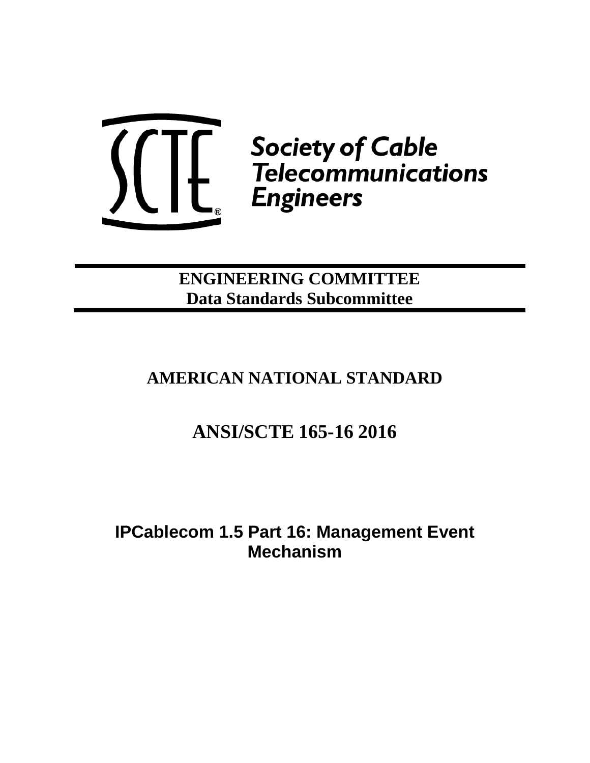**Society of Cable Telecommunications Engineers**

**ENGINEERING COMMITTEE**
**Data Standards Subcommittee**

# AMERICAN NATIONAL STANDARD

# ANSI/SCTE 165-16 2016

# IPCablecom 1.5 Part 16: Management Event Mechanism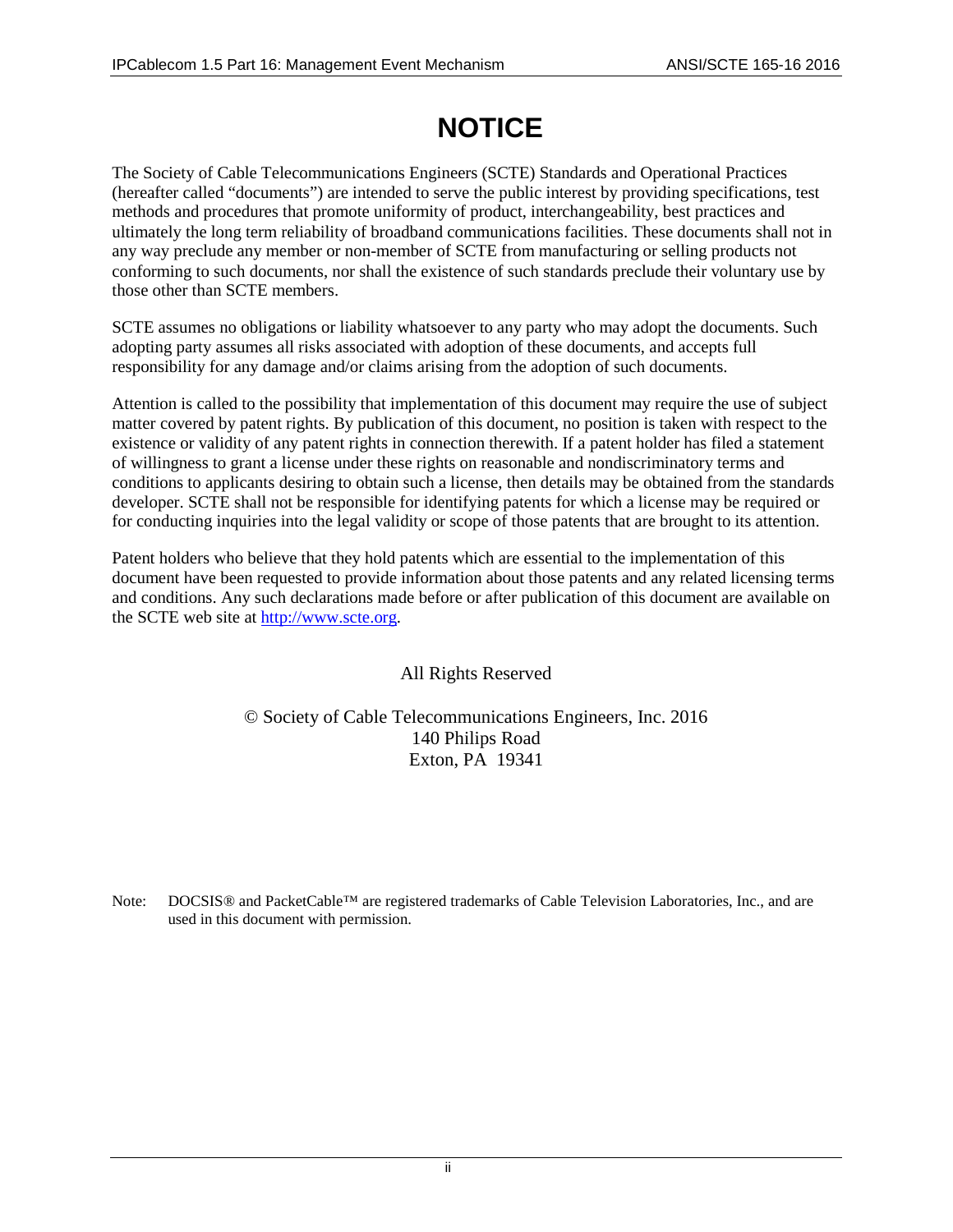# NOTICE

The Society of Cable Telecommunications Engineers (SCTE) Standards and Operational Practices (hereafter called "documents") are intended to serve the public interest by providing specifications, test methods and procedures that promote uniformity of product, interchangeability, best practices and ultimately the long term reliability of broadband communications facilities. These documents shall not in any way preclude any member or non-member of SCTE from manufacturing or selling products not conforming to such documents, nor shall the existence of such standards preclude their voluntary use by those other than SCTE members.

SCTE assumes no obligations or liability whatsoever to any party who may adopt the documents. Such adopting party assumes all risks associated with adoption of these documents, and accepts full responsibility for any damage and/or claims arising from the adoption of such documents.

Attention is called to the possibility that implementation of this document may require the use of subject matter covered by patent rights. By publication of this document, no position is taken with respect to the existence or validity of any patent rights in connection therewith. If a patent holder has filed a statement of willingness to grant a license under these rights on reasonable and nondiscriminatory terms and conditions to applicants desiring to obtain such a license, then details may be obtained from the standards developer. SCTE shall not be responsible for identifying patents for which a license may be required or for conducting inquiries into the legal validity or scope of those patents that are brought to its attention.

Patent holders who believe that they hold patents which are essential to the implementation of this document have been requested to provide information about those patents and any related licensing terms and conditions. Any such declarations made before or after publication of this document are available on the SCTE web site at [http://www.scte.org](http://www.scte.org).

All Rights Reserved

© Society of Cable Telecommunications Engineers, Inc. 2016
140 Philips Road
Exton, PA 19341

Note: DOCSIS® and PacketCable™ are registered trademarks of Cable Television Laboratories, Inc., and are used in this document with permission.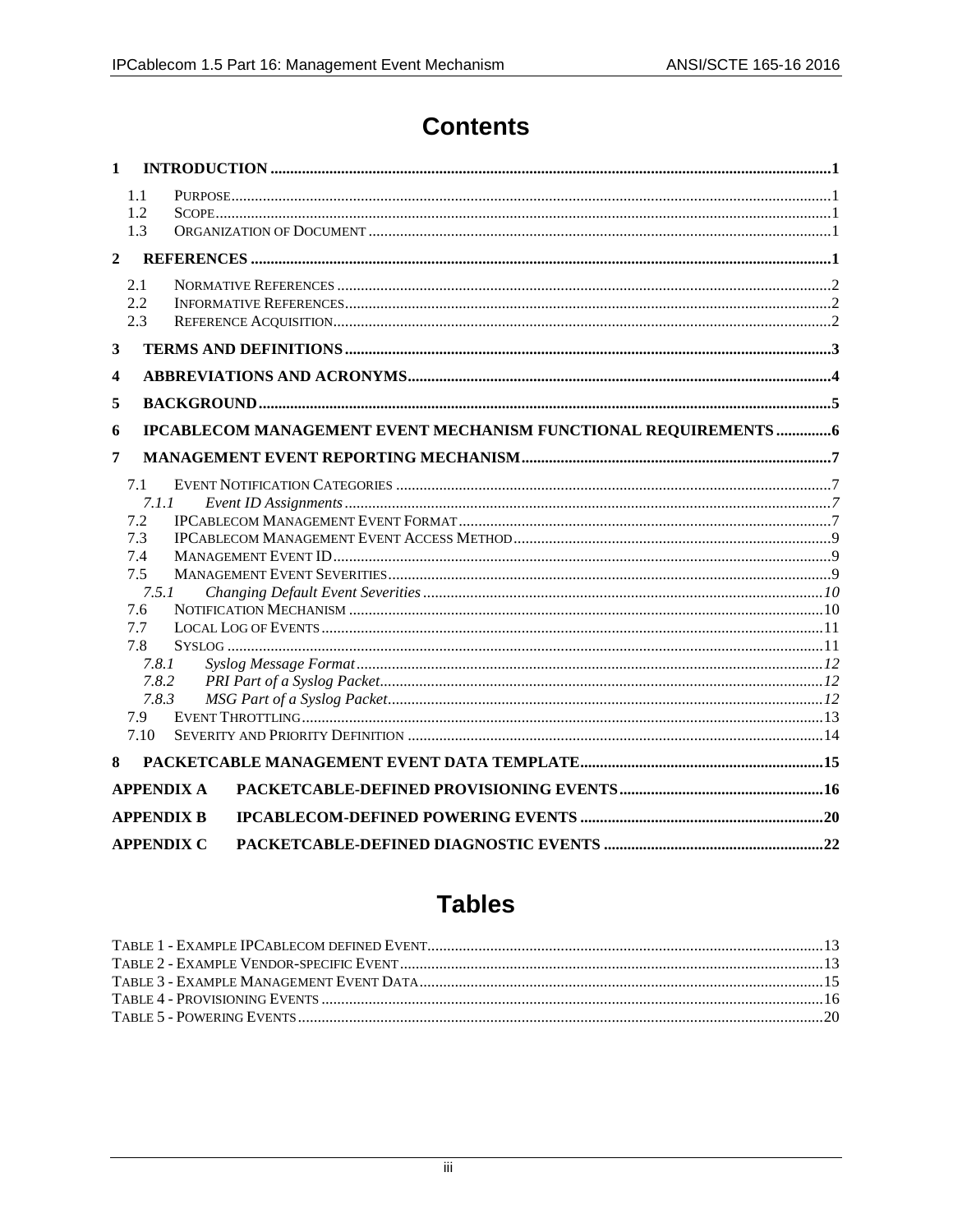# Contents

**1 INTRODUCTION ......................................................................................................................................1**

1.1 PURPOSE.......................................................................................................................................1
1.2 SCOPE...........................................................................................................................................1
1.3 ORGANIZATION OF DOCUMENT ....................................................................................................1

**2 REFERENCES ........................................................................................................................................1**

2.1 NORMATIVE REFERENCES ............................................................................................................2
2.2 INFORMATIVE REFERENCES..........................................................................................................2
2.3 REFERENCE ACQUISITION.............................................................................................................2

**3 TERMS AND DEFINITIONS ...................................................................................................................3**

**4 ABBREVIATIONS AND ACRONYMS....................................................................................................4**

**5 BACKGROUND.......................................................................................................................................5**

**6 IPCABLECOM MANAGEMENT EVENT MECHANISM FUNCTIONAL REQUIREMENTS ..............6**

**7 MANAGEMENT EVENT REPORTING MECHANISM..............................................................................7**

7.1 EVENT NOTIFICATION CATEGORIES .............................................................................................7
*7.1.1 Event ID Assignments..........................................................................................................7*
7.2 IPCABLECOM MANAGEMENT EVENT FORMAT..............................................................................7
7.3 IPCABLECOM MANAGEMENT EVENT ACCESS METHOD................................................................9
7.4 MANAGEMENT EVENT ID.............................................................................................................9
7.5 MANAGEMENT EVENT SEVERITIES...............................................................................................9
*7.5.1 Changing Default Event Severities .....................................................................................10*
7.6 NOTIFICATION MECHANISM .......................................................................................................10
7.7 LOCAL LOG OF EVENTS..............................................................................................................11
7.8 SYSLOG .....................................................................................................................................11
*7.8.1 Syslog Message Format.....................................................................................................12*
*7.8.2 PRI Part of a Syslog Packet...............................................................................................12*
*7.8.3 MSG Part of a Syslog Packet.............................................................................................12*
7.9 EVENT THROTTLING...................................................................................................................13
7.10 SEVERITY AND PRIORITY DEFINITION ........................................................................................14

**8 PACKETCABLE MANAGEMENT EVENT DATA TEMPLATE.............................................................15**

**APPENDIX A PACKETCABLE-DEFINED PROVISIONING EVENTS....................................................16**

**APPENDIX B IPCABLECOM-DEFINED POWERING EVENTS .............................................................20**

**APPENDIX C PACKETCABLE-DEFINED DIAGNOSTIC EVENTS ........................................................22**

# Tables

TABLE 1 - EXAMPLE IPCABLECOM DEFINED EVENT...................................................................................................13
TABLE 2 - EXAMPLE VENDOR-SPECIFIC EVENT..........................................................................................................13
TABLE 3 - EXAMPLE MANAGEMENT EVENT DATA......................................................................................................15
TABLE 4 - PROVISIONING EVENTS .............................................................................................................................16
TABLE 5 - POWERING EVENTS....................................................................................................................................20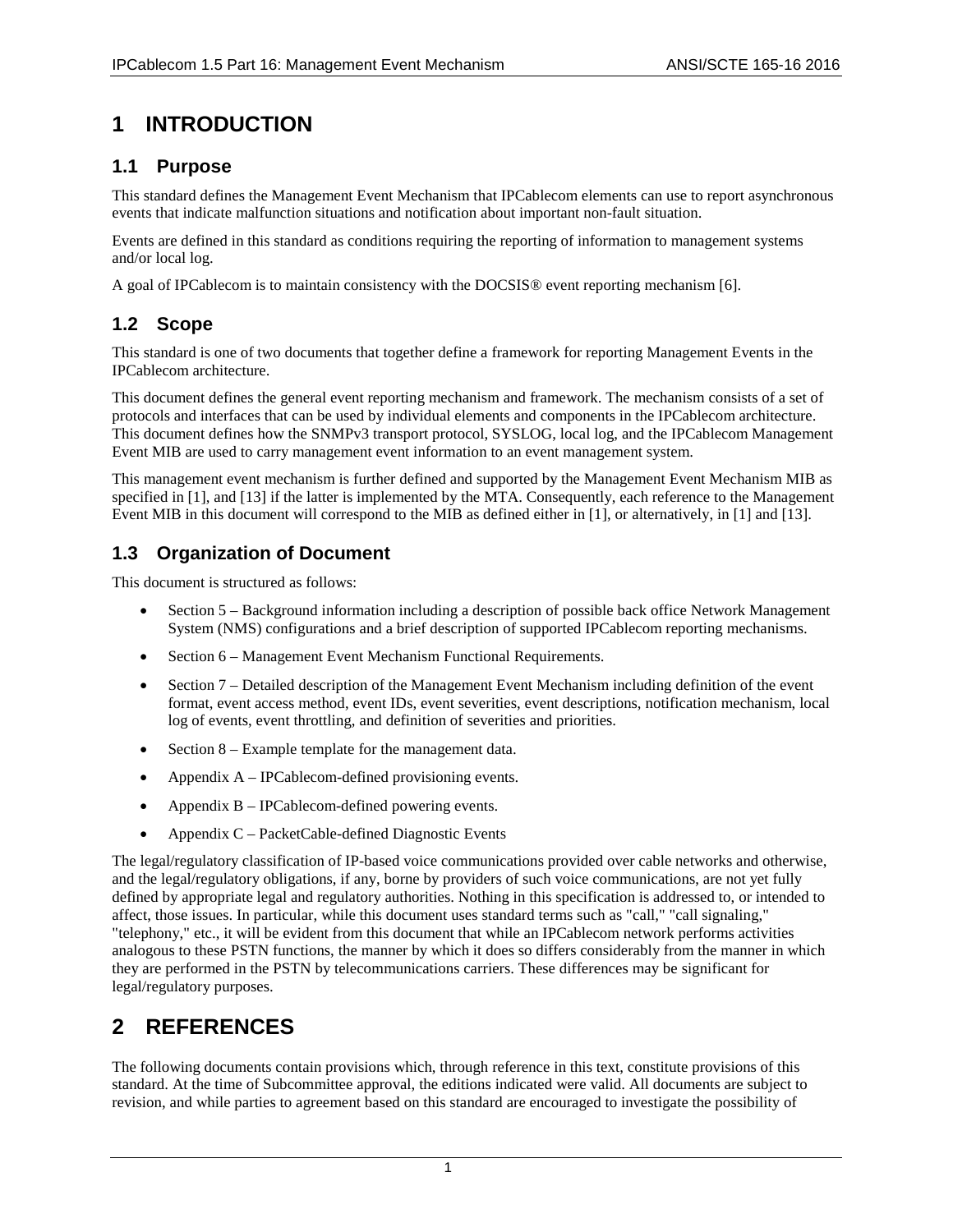# 1 INTRODUCTION

## 1.1 Purpose

This standard defines the Management Event Mechanism that IPCablecom elements can use to report asynchronous events that indicate malfunction situations and notification about important non-fault situation.

Events are defined in this standard as conditions requiring the reporting of information to management systems and/or local log.

A goal of IPCablecom is to maintain consistency with the DOCSIS® event reporting mechanism [6].

## 1.2 Scope

This standard is one of two documents that together define a framework for reporting Management Events in the IPCablecom architecture.

This document defines the general event reporting mechanism and framework. The mechanism consists of a set of protocols and interfaces that can be used by individual elements and components in the IPCablecom architecture. This document defines how the SNMPv3 transport protocol, SYSLOG, local log, and the IPCablecom Management Event MIB are used to carry management event information to an event management system.

This management event mechanism is further defined and supported by the Management Event Mechanism MIB as specified in [1], and [13] if the latter is implemented by the MTA. Consequently, each reference to the Management Event MIB in this document will correspond to the MIB as defined either in [1], or alternatively, in [1] and [13].

## 1.3 Organization of Document

This document is structured as follows:

- Section 5 – Background information including a description of possible back office Network Management System (NMS) configurations and a brief description of supported IPCablecom reporting mechanisms.
- Section 6 – Management Event Mechanism Functional Requirements.
- Section 7 – Detailed description of the Management Event Mechanism including definition of the event format, event access method, event IDs, event severities, event descriptions, notification mechanism, local log of events, event throttling, and definition of severities and priorities.
- Section 8 – Example template for the management data.
- Appendix A – IPCablecom-defined provisioning events.
- Appendix B – IPCablecom-defined powering events.
- Appendix C – PacketCable-defined Diagnostic Events

The legal/regulatory classification of IP-based voice communications provided over cable networks and otherwise, and the legal/regulatory obligations, if any, borne by providers of such voice communications, are not yet fully defined by appropriate legal and regulatory authorities. Nothing in this specification is addressed to, or intended to affect, those issues. In particular, while this document uses standard terms such as "call," "call signaling," "telephony," etc., it will be evident from this document that while an IPCablecom network performs activities analogous to these PSTN functions, the manner by which it does so differs considerably from the manner in which they are performed in the PSTN by telecommunications carriers. These differences may be significant for legal/regulatory purposes.

# 2 REFERENCES

The following documents contain provisions which, through reference in this text, constitute provisions of this standard. At the time of Subcommittee approval, the editions indicated were valid. All documents are subject to revision, and while parties to agreement based on this standard are encouraged to investigate the possibility of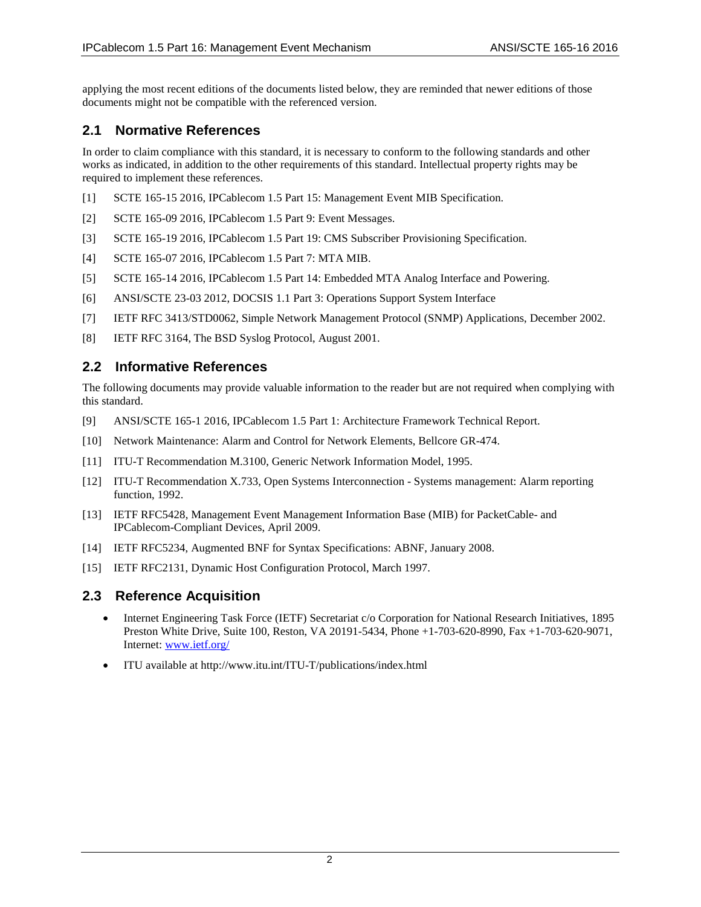applying the most recent editions of the documents listed below, they are reminded that newer editions of those documents might not be compatible with the referenced version.

## 2.1 Normative References

In order to claim compliance with this standard, it is necessary to conform to the following standards and other works as indicated, in addition to the other requirements of this standard. Intellectual property rights may be required to implement these references.

[1] SCTE 165-15 2016, IPCablecom 1.5 Part 15: Management Event MIB Specification.

[2] SCTE 165-09 2016, IPCablecom 1.5 Part 9: Event Messages.

[3] SCTE 165-19 2016, IPCablecom 1.5 Part 19: CMS Subscriber Provisioning Specification.

[4] SCTE 165-07 2016, IPCablecom 1.5 Part 7: MTA MIB.

[5] SCTE 165-14 2016, IPCablecom 1.5 Part 14: Embedded MTA Analog Interface and Powering.

[6] ANSI/SCTE 23-03 2012, DOCSIS 1.1 Part 3: Operations Support System Interface

[7] IETF RFC 3413/STD0062, Simple Network Management Protocol (SNMP) Applications, December 2002.

[8] IETF RFC 3164, The BSD Syslog Protocol, August 2001.

## 2.2 Informative References

The following documents may provide valuable information to the reader but are not required when complying with this standard.

[9] ANSI/SCTE 165-1 2016, IPCablecom 1.5 Part 1: Architecture Framework Technical Report.

[10] Network Maintenance: Alarm and Control for Network Elements, Bellcore GR-474.

[11] ITU-T Recommendation M.3100, Generic Network Information Model, 1995.

[12] ITU-T Recommendation X.733, Open Systems Interconnection - Systems management: Alarm reporting function, 1992.

[13] IETF RFC5428, Management Event Management Information Base (MIB) for PacketCable- and IPCablecom-Compliant Devices, April 2009.

[14] IETF RFC5234, Augmented BNF for Syntax Specifications: ABNF, January 2008.

[15] IETF RFC2131, Dynamic Host Configuration Protocol, March 1997.

## 2.3 Reference Acquisition

- Internet Engineering Task Force (IETF) Secretariat c/o Corporation for National Research Initiatives, 1895 Preston White Drive, Suite 100, Reston, VA 20191-5434, Phone +1-703-620-8990, Fax +1-703-620-9071, Internet: www.ietf.org/
- ITU available at http://www.itu.int/ITU-T/publications/index.html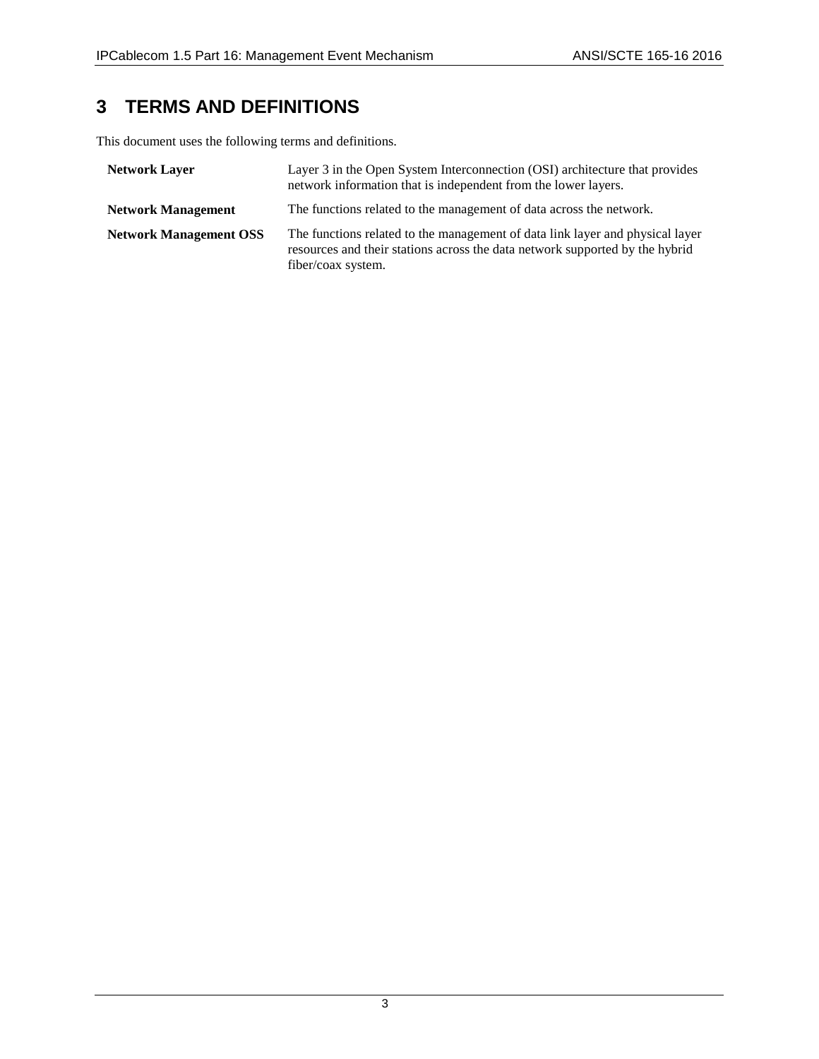# 3 TERMS AND DEFINITIONS

This document uses the following terms and definitions.

| | |
|---|---|
| **Network Layer** | Layer 3 in the Open System Interconnection (OSI) architecture that provides network information that is independent from the lower layers. |
| **Network Management** | The functions related to the management of data across the network. |
| **Network Management OSS** | The functions related to the management of data link layer and physical layer resources and their stations across the data network supported by the hybrid fiber/coax system. |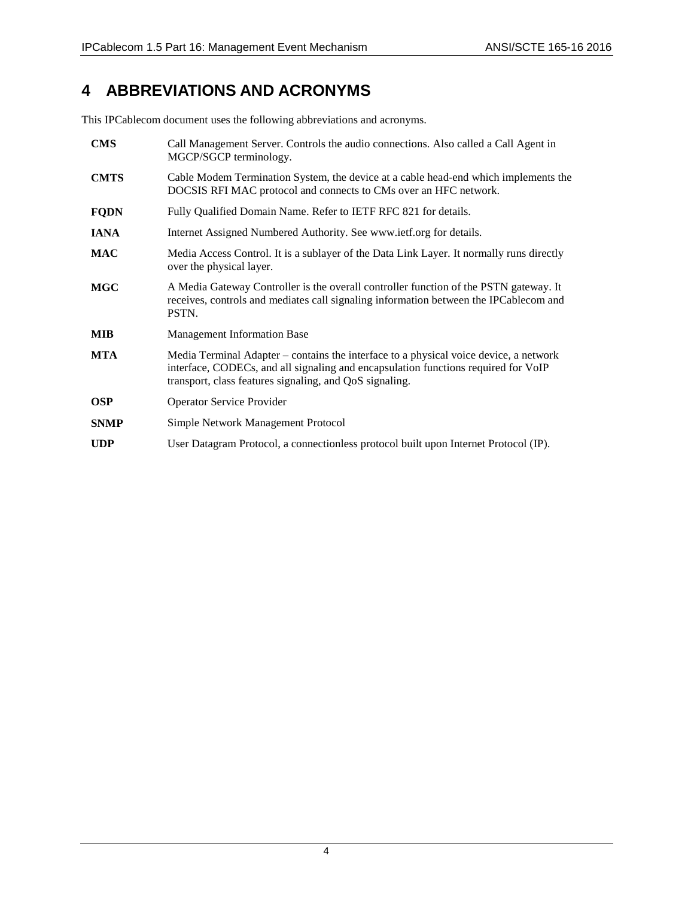# 4 ABBREVIATIONS AND ACRONYMS

This IPCablecom document uses the following abbreviations and acronyms.

| | |
|---|---|
| **CMS** | Call Management Server. Controls the audio connections. Also called a Call Agent in MGCP/SGCP terminology. |
| **CMTS** | Cable Modem Termination System, the device at a cable head-end which implements the DOCSIS RFI MAC protocol and connects to CMs over an HFC network. |
| **FQDN** | Fully Qualified Domain Name. Refer to IETF RFC 821 for details. |
| **IANA** | Internet Assigned Numbered Authority. See www.ietf.org for details. |
| **MAC** | Media Access Control. It is a sublayer of the Data Link Layer. It normally runs directly over the physical layer. |
| **MGC** | A Media Gateway Controller is the overall controller function of the PSTN gateway. It receives, controls and mediates call signaling information between the IPCablecom and PSTN. |
| **MIB** | Management Information Base |
| **MTA** | Media Terminal Adapter – contains the interface to a physical voice device, a network interface, CODECs, and all signaling and encapsulation functions required for VoIP transport, class features signaling, and QoS signaling. |
| **OSP** | Operator Service Provider |
| **SNMP** | Simple Network Management Protocol |
| **UDP** | User Datagram Protocol, a connectionless protocol built upon Internet Protocol (IP). |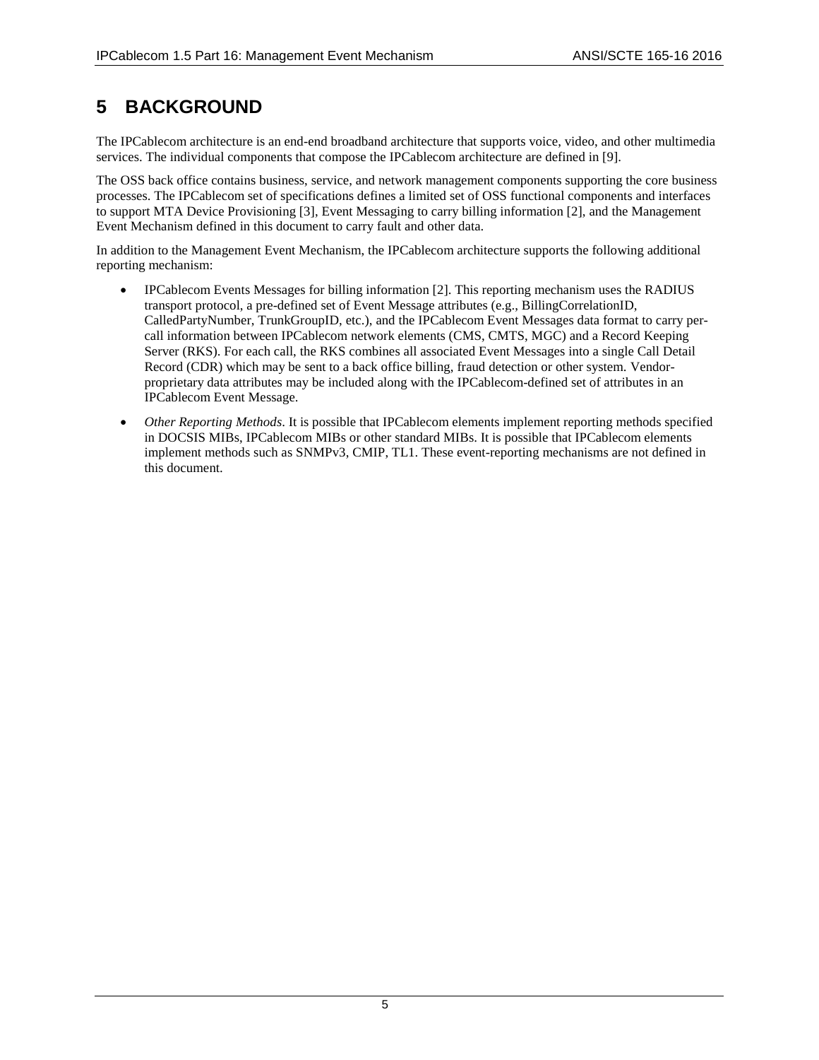# 5 BACKGROUND

The IPCablecom architecture is an end-end broadband architecture that supports voice, video, and other multimedia services. The individual components that compose the IPCablecom architecture are defined in [9].

The OSS back office contains business, service, and network management components supporting the core business processes. The IPCablecom set of specifications defines a limited set of OSS functional components and interfaces to support MTA Device Provisioning [3], Event Messaging to carry billing information [2], and the Management Event Mechanism defined in this document to carry fault and other data.

In addition to the Management Event Mechanism, the IPCablecom architecture supports the following additional reporting mechanism:

- IPCablecom Events Messages for billing information [2]. This reporting mechanism uses the RADIUS transport protocol, a pre-defined set of Event Message attributes (e.g., BillingCorrelationID, CalledPartyNumber, TrunkGroupID, etc.), and the IPCablecom Event Messages data format to carry per-call information between IPCablecom network elements (CMS, CMTS, MGC) and a Record Keeping Server (RKS). For each call, the RKS combines all associated Event Messages into a single Call Detail Record (CDR) which may be sent to a back office billing, fraud detection or other system. Vendor-proprietary data attributes may be included along with the IPCablecom-defined set of attributes in an IPCablecom Event Message.
- *Other Reporting Methods*. It is possible that IPCablecom elements implement reporting methods specified in DOCSIS MIBs, IPCablecom MIBs or other standard MIBs. It is possible that IPCablecom elements implement methods such as SNMPv3, CMIP, TL1. These event-reporting mechanisms are not defined in this document.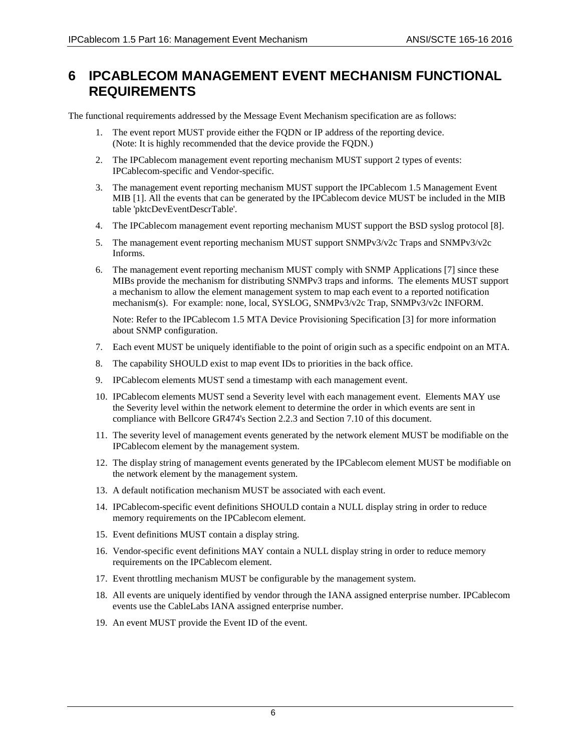# 6 IPCABLECOM MANAGEMENT EVENT MECHANISM FUNCTIONAL REQUIREMENTS

The functional requirements addressed by the Message Event Mechanism specification are as follows:

1. The event report MUST provide either the FQDN or IP address of the reporting device. (Note: It is highly recommended that the device provide the FQDN.)
2. The IPCablecom management event reporting mechanism MUST support 2 types of events: IPCablecom-specific and Vendor-specific.
3. The management event reporting mechanism MUST support the IPCablecom 1.5 Management Event MIB [1]. All the events that can be generated by the IPCablecom device MUST be included in the MIB table 'pktcDevEventDescrTable'.
4. The IPCablecom management event reporting mechanism MUST support the BSD syslog protocol [8].
5. The management event reporting mechanism MUST support SNMPv3/v2c Traps and SNMPv3/v2c Informs.
6. The management event reporting mechanism MUST comply with SNMP Applications [7] since these MIBs provide the mechanism for distributing SNMPv3 traps and informs. The elements MUST support a mechanism to allow the element management system to map each event to a reported notification mechanism(s). For example: none, local, SYSLOG, SNMPv3/v2c Trap, SNMPv3/v2c INFORM.

   Note: Refer to the IPCablecom 1.5 MTA Device Provisioning Specification [3] for more information about SNMP configuration.
7. Each event MUST be uniquely identifiable to the point of origin such as a specific endpoint on an MTA.
8. The capability SHOULD exist to map event IDs to priorities in the back office.
9. IPCablecom elements MUST send a timestamp with each management event.
10. IPCablecom elements MUST send a Severity level with each management event. Elements MAY use the Severity level within the network element to determine the order in which events are sent in compliance with Bellcore GR474's Section 2.2.3 and Section 7.10 of this document.
11. The severity level of management events generated by the network element MUST be modifiable on the IPCablecom element by the management system.
12. The display string of management events generated by the IPCablecom element MUST be modifiable on the network element by the management system.
13. A default notification mechanism MUST be associated with each event.
14. IPCablecom-specific event definitions SHOULD contain a NULL display string in order to reduce memory requirements on the IPCablecom element.
15. Event definitions MUST contain a display string.
16. Vendor-specific event definitions MAY contain a NULL display string in order to reduce memory requirements on the IPCablecom element.
17. Event throttling mechanism MUST be configurable by the management system.
18. All events are uniquely identified by vendor through the IANA assigned enterprise number. IPCablecom events use the CableLabs IANA assigned enterprise number.
19. An event MUST provide the Event ID of the event.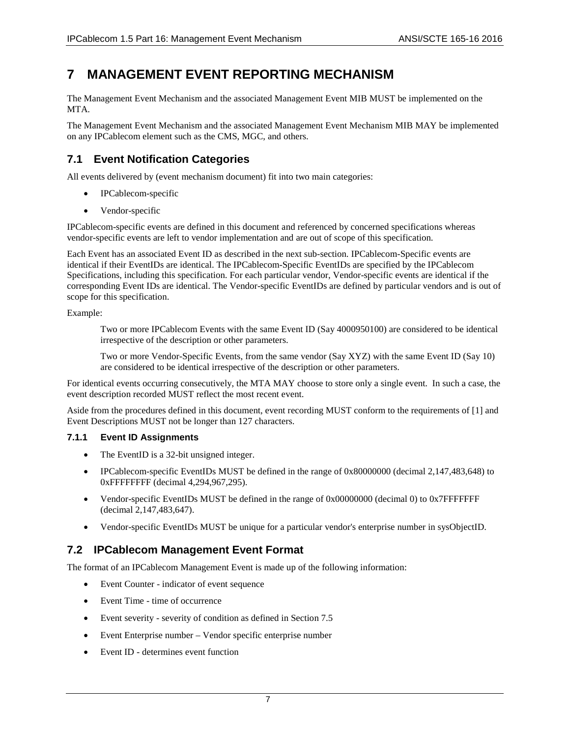# 7 MANAGEMENT EVENT REPORTING MECHANISM

The Management Event Mechanism and the associated Management Event MIB MUST be implemented on the MTA.

The Management Event Mechanism and the associated Management Event Mechanism MIB MAY be implemented on any IPCablecom element such as the CMS, MGC, and others.

## 7.1 Event Notification Categories

All events delivered by (event mechanism document) fit into two main categories:

- IPCablecom-specific
- Vendor-specific

IPCablecom-specific events are defined in this document and referenced by concerned specifications whereas vendor-specific events are left to vendor implementation and are out of scope of this specification.

Each Event has an associated Event ID as described in the next sub-section. IPCablecom-Specific events are identical if their EventIDs are identical. The IPCablecom-Specific EventIDs are specified by the IPCablecom Specifications, including this specification. For each particular vendor, Vendor-specific events are identical if the corresponding Event IDs are identical. The Vendor-specific EventIDs are defined by particular vendors and is out of scope for this specification.

Example:

> Two or more IPCablecom Events with the same Event ID (Say 4000950100) are considered to be identical irrespective of the description or other parameters.
>
> Two or more Vendor-Specific Events, from the same vendor (Say XYZ) with the same Event ID (Say 10) are considered to be identical irrespective of the description or other parameters.

For identical events occurring consecutively, the MTA MAY choose to store only a single event. In such a case, the event description recorded MUST reflect the most recent event.

Aside from the procedures defined in this document, event recording MUST conform to the requirements of [1] and Event Descriptions MUST not be longer than 127 characters.

### 7.1.1 Event ID Assignments

- The EventID is a 32-bit unsigned integer.
- IPCablecom-specific EventIDs MUST be defined in the range of 0x80000000 (decimal 2,147,483,648) to 0xFFFFFFFF (decimal 4,294,967,295).
- Vendor-specific EventIDs MUST be defined in the range of 0x00000000 (decimal 0) to 0x7FFFFFFF (decimal 2,147,483,647).
- Vendor-specific EventIDs MUST be unique for a particular vendor's enterprise number in sysObjectID.

## 7.2 IPCablecom Management Event Format

The format of an IPCablecom Management Event is made up of the following information:

- Event Counter - indicator of event sequence
- Event Time - time of occurrence
- Event severity - severity of condition as defined in Section 7.5
- Event Enterprise number – Vendor specific enterprise number
- Event ID - determines event function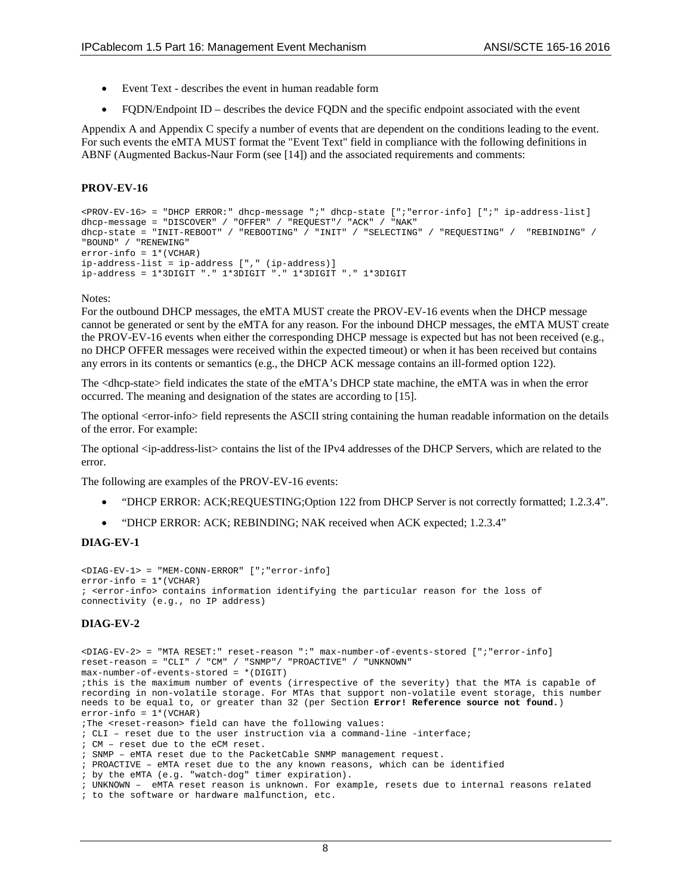- Event Text - describes the event in human readable form
- FQDN/Endpoint ID – describes the device FQDN and the specific endpoint associated with the event

Appendix A and Appendix C specify a number of events that are dependent on the conditions leading to the event. For such events the eMTA MUST format the "Event Text" field in compliance with the following definitions in ABNF (Augmented Backus-Naur Form (see [14]) and the associated requirements and comments:

**PROV-EV-16**

```
<PROV-EV-16> = "DHCP ERROR:" dhcp-message ";" dhcp-state [";"error-info] [";" ip-address-list]
dhcp-message = "DISCOVER" / "OFFER" / "REQUEST"/ "ACK" / "NAK"
dhcp-state = "INIT-REBOOT" / "REBOOTING" / "INIT" / "SELECTING" / "REQUESTING" /  "REBINDING" /
"BOUND" / "RENEWING"
error-info = 1*(VCHAR)
ip-address-list = ip-address ["," (ip-address)]
ip-address = 1*3DIGIT "." 1*3DIGIT "." 1*3DIGIT "." 1*3DIGIT
```

Notes:

For the outbound DHCP messages, the eMTA MUST create the PROV-EV-16 events when the DHCP message cannot be generated or sent by the eMTA for any reason. For the inbound DHCP messages, the eMTA MUST create the PROV-EV-16 events when either the corresponding DHCP message is expected but has not been received (e.g., no DHCP OFFER messages were received within the expected timeout) or when it has been received but contains any errors in its contents or semantics (e.g., the DHCP ACK message contains an ill-formed option 122).

The <dhcp-state> field indicates the state of the eMTA's DHCP state machine, the eMTA was in when the error occurred. The meaning and designation of the states are according to [15].

The optional <error-info> field represents the ASCII string containing the human readable information on the details of the error. For example:

The optional <ip-address-list> contains the list of the IPv4 addresses of the DHCP Servers, which are related to the error.

The following are examples of the PROV-EV-16 events:

- "DHCP ERROR: ACK;REQUESTING;Option 122 from DHCP Server is not correctly formatted; 1.2.3.4".
- "DHCP ERROR: ACK; REBINDING; NAK received when ACK expected; 1.2.3.4"

**DIAG-EV-1**

```
<DIAG-EV-1> = "MEM-CONN-ERROR" [";"error-info]
error-info = 1*(VCHAR)
; <error-info> contains information identifying the particular reason for the loss of
connectivity (e.g., no IP address)
```

**DIAG-EV-2**

```
<DIAG-EV-2> = "MTA RESET:" reset-reason ":" max-number-of-events-stored [";"error-info]
reset-reason = "CLI" / "CM" / "SNMP"/ "PROACTIVE" / "UNKNOWN"
max-number-of-events-stored = *(DIGIT)
;this is the maximum number of events (irrespective of the severity) that the MTA is capable of
recording in non-volatile storage. For MTAs that support non-volatile event storage, this number
needs to be equal to, or greater than 32 (per Section Error! Reference source not found.)
error-info = 1*(VCHAR)
;The <reset-reason> field can have the following values:
; CLI – reset due to the user instruction via a command-line -interface;
; CM – reset due to the eCM reset.
; SNMP – eMTA reset due to the PacketCable SNMP management request.
; PROACTIVE – eMTA reset due to the any known reasons, which can be identified
; by the eMTA (e.g. "watch-dog" timer expiration).
; UNKNOWN –  eMTA reset reason is unknown. For example, resets due to internal reasons related
; to the software or hardware malfunction, etc.
```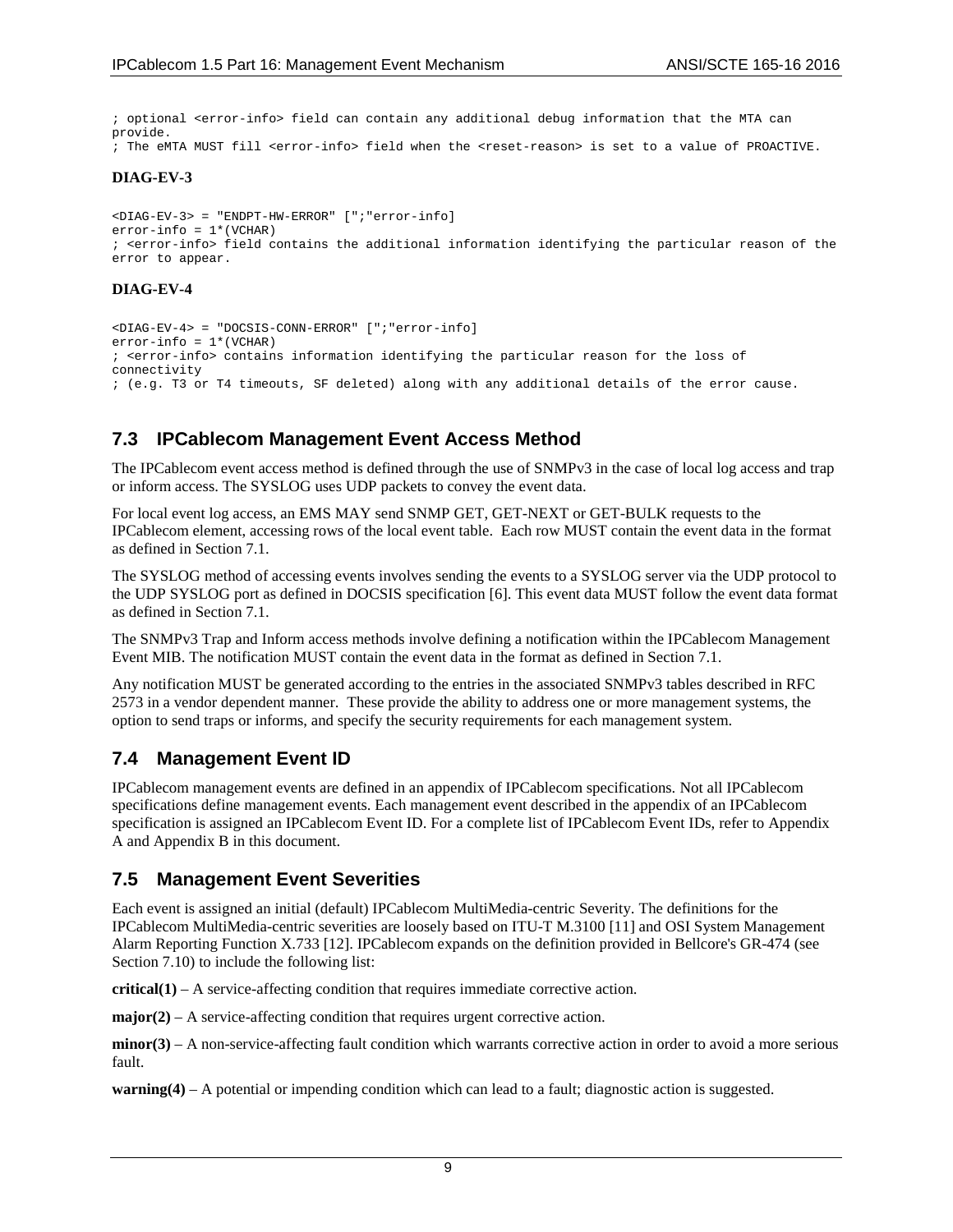```
; optional <error-info> field can contain any additional debug information that the MTA can
provide.
; The eMTA MUST fill <error-info> field when the <reset-reason> is set to a value of PROACTIVE.
```

**DIAG-EV-3**

```
<DIAG-EV-3> = "ENDPT-HW-ERROR" [";"error-info]
error-info = 1*(VCHAR)
; <error-info> field contains the additional information identifying the particular reason of the
error to appear.
```

**DIAG-EV-4**

```
<DIAG-EV-4> = "DOCSIS-CONN-ERROR" [";"error-info]
error-info = 1*(VCHAR)
; <error-info> contains information identifying the particular reason for the loss of
connectivity
; (e.g. T3 or T4 timeouts, SF deleted) along with any additional details of the error cause.
```

## 7.3 IPCablecom Management Event Access Method

The IPCablecom event access method is defined through the use of SNMPv3 in the case of local log access and trap or inform access. The SYSLOG uses UDP packets to convey the event data.

For local event log access, an EMS MAY send SNMP GET, GET-NEXT or GET-BULK requests to the IPCablecom element, accessing rows of the local event table. Each row MUST contain the event data in the format as defined in Section 7.1.

The SYSLOG method of accessing events involves sending the events to a SYSLOG server via the UDP protocol to the UDP SYSLOG port as defined in DOCSIS specification [6]. This event data MUST follow the event data format as defined in Section 7.1.

The SNMPv3 Trap and Inform access methods involve defining a notification within the IPCablecom Management Event MIB. The notification MUST contain the event data in the format as defined in Section 7.1.

Any notification MUST be generated according to the entries in the associated SNMPv3 tables described in RFC 2573 in a vendor dependent manner. These provide the ability to address one or more management systems, the option to send traps or informs, and specify the security requirements for each management system.

## 7.4 Management Event ID

IPCablecom management events are defined in an appendix of IPCablecom specifications. Not all IPCablecom specifications define management events. Each management event described in the appendix of an IPCablecom specification is assigned an IPCablecom Event ID. For a complete list of IPCablecom Event IDs, refer to Appendix A and Appendix B in this document.

## 7.5 Management Event Severities

Each event is assigned an initial (default) IPCablecom MultiMedia-centric Severity. The definitions for the IPCablecom MultiMedia-centric severities are loosely based on ITU-T M.3100 [11] and OSI System Management Alarm Reporting Function X.733 [12]. IPCablecom expands on the definition provided in Bellcore's GR-474 (see Section 7.10) to include the following list:

**critical(1)** – A service-affecting condition that requires immediate corrective action.

**major(2)** – A service-affecting condition that requires urgent corrective action.

**minor(3)** – A non-service-affecting fault condition which warrants corrective action in order to avoid a more serious fault.

**warning(4)** – A potential or impending condition which can lead to a fault; diagnostic action is suggested.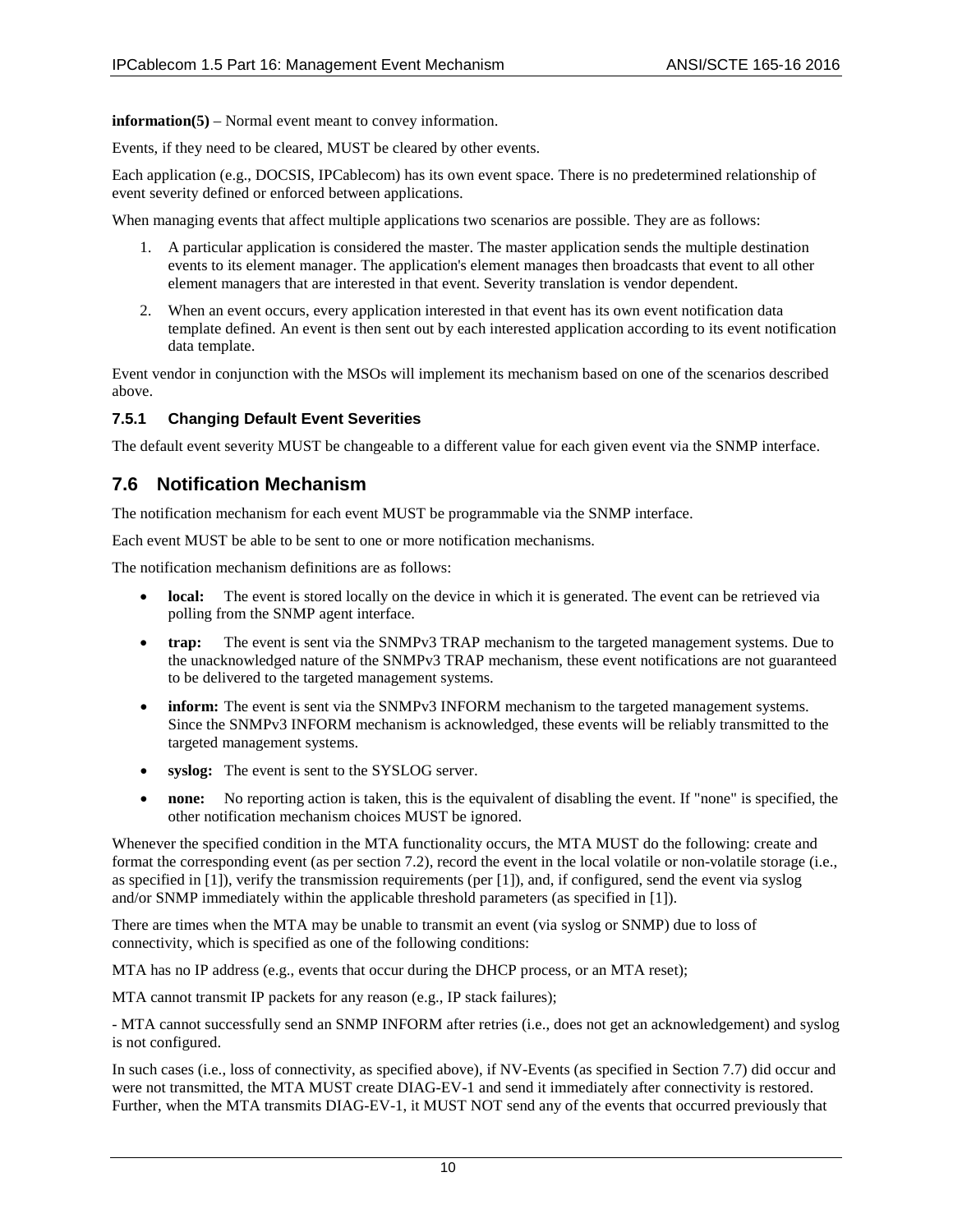**information(5)** – Normal event meant to convey information.

Events, if they need to be cleared, MUST be cleared by other events.

Each application (e.g., DOCSIS, IPCablecom) has its own event space. There is no predetermined relationship of event severity defined or enforced between applications.

When managing events that affect multiple applications two scenarios are possible. They are as follows:

1. A particular application is considered the master. The master application sends the multiple destination events to its element manager. The application's element manages then broadcasts that event to all other element managers that are interested in that event. Severity translation is vendor dependent.
2. When an event occurs, every application interested in that event has its own event notification data template defined. An event is then sent out by each interested application according to its event notification data template.

Event vendor in conjunction with the MSOs will implement its mechanism based on one of the scenarios described above.

### 7.5.1 Changing Default Event Severities

The default event severity MUST be changeable to a different value for each given event via the SNMP interface.

## 7.6 Notification Mechanism

The notification mechanism for each event MUST be programmable via the SNMP interface.

Each event MUST be able to be sent to one or more notification mechanisms.

The notification mechanism definitions are as follows:

- **local:** The event is stored locally on the device in which it is generated. The event can be retrieved via polling from the SNMP agent interface.
- **trap:** The event is sent via the SNMPv3 TRAP mechanism to the targeted management systems. Due to the unacknowledged nature of the SNMPv3 TRAP mechanism, these event notifications are not guaranteed to be delivered to the targeted management systems.
- **inform:** The event is sent via the SNMPv3 INFORM mechanism to the targeted management systems. Since the SNMPv3 INFORM mechanism is acknowledged, these events will be reliably transmitted to the targeted management systems.
- **syslog:** The event is sent to the SYSLOG server.
- **none:** No reporting action is taken, this is the equivalent of disabling the event. If "none" is specified, the other notification mechanism choices MUST be ignored.

Whenever the specified condition in the MTA functionality occurs, the MTA MUST do the following: create and format the corresponding event (as per section 7.2), record the event in the local volatile or non-volatile storage (i.e., as specified in [1]), verify the transmission requirements (per [1]), and, if configured, send the event via syslog and/or SNMP immediately within the applicable threshold parameters (as specified in [1]).

There are times when the MTA may be unable to transmit an event (via syslog or SNMP) due to loss of connectivity, which is specified as one of the following conditions:

MTA has no IP address (e.g., events that occur during the DHCP process, or an MTA reset);

MTA cannot transmit IP packets for any reason (e.g., IP stack failures);

- MTA cannot successfully send an SNMP INFORM after retries (i.e., does not get an acknowledgement) and syslog is not configured.

In such cases (i.e., loss of connectivity, as specified above), if NV-Events (as specified in Section 7.7) did occur and were not transmitted, the MTA MUST create DIAG-EV-1 and send it immediately after connectivity is restored. Further, when the MTA transmits DIAG-EV-1, it MUST NOT send any of the events that occurred previously that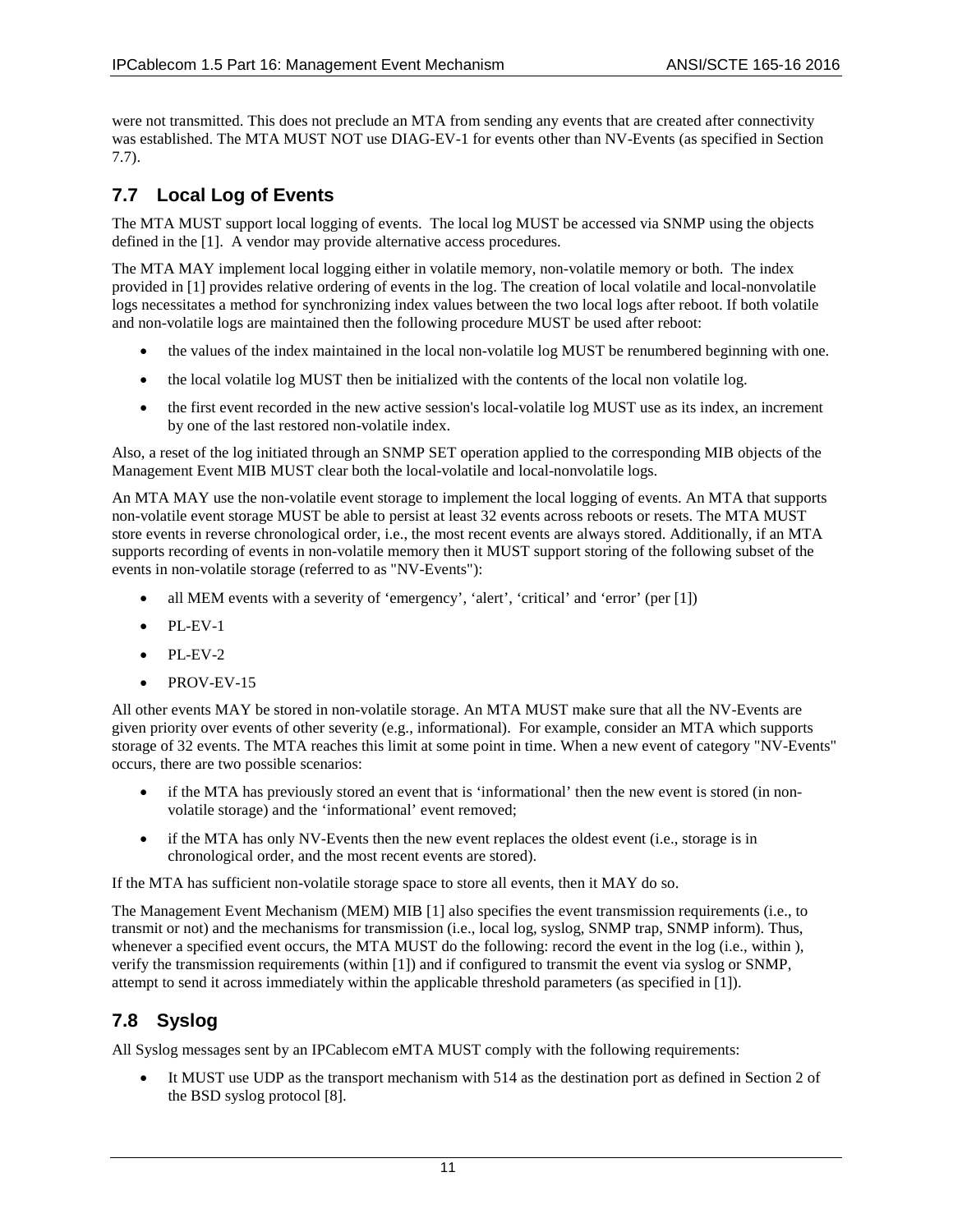were not transmitted. This does not preclude an MTA from sending any events that are created after connectivity was established. The MTA MUST NOT use DIAG-EV-1 for events other than NV-Events (as specified in Section 7.7).

## 7.7 Local Log of Events

The MTA MUST support local logging of events. The local log MUST be accessed via SNMP using the objects defined in the [1]. A vendor may provide alternative access procedures.

The MTA MAY implement local logging either in volatile memory, non-volatile memory or both. The index provided in [1] provides relative ordering of events in the log. The creation of local volatile and local-nonvolatile logs necessitates a method for synchronizing index values between the two local logs after reboot. If both volatile and non-volatile logs are maintained then the following procedure MUST be used after reboot:

- the values of the index maintained in the local non-volatile log MUST be renumbered beginning with one.
- the local volatile log MUST then be initialized with the contents of the local non volatile log.
- the first event recorded in the new active session's local-volatile log MUST use as its index, an increment by one of the last restored non-volatile index.

Also, a reset of the log initiated through an SNMP SET operation applied to the corresponding MIB objects of the Management Event MIB MUST clear both the local-volatile and local-nonvolatile logs.

An MTA MAY use the non-volatile event storage to implement the local logging of events. An MTA that supports non-volatile event storage MUST be able to persist at least 32 events across reboots or resets. The MTA MUST store events in reverse chronological order, i.e., the most recent events are always stored. Additionally, if an MTA supports recording of events in non-volatile memory then it MUST support storing of the following subset of the events in non-volatile storage (referred to as "NV-Events"):

- all MEM events with a severity of 'emergency', 'alert', 'critical' and 'error' (per [1])
- PL-EV-1
- PL-EV-2
- PROV-EV-15

All other events MAY be stored in non-volatile storage. An MTA MUST make sure that all the NV-Events are given priority over events of other severity (e.g., informational). For example, consider an MTA which supports storage of 32 events. The MTA reaches this limit at some point in time. When a new event of category "NV-Events" occurs, there are two possible scenarios:

- if the MTA has previously stored an event that is 'informational' then the new event is stored (in non-volatile storage) and the 'informational' event removed;
- if the MTA has only NV-Events then the new event replaces the oldest event (i.e., storage is in chronological order, and the most recent events are stored).

If the MTA has sufficient non-volatile storage space to store all events, then it MAY do so.

The Management Event Mechanism (MEM) MIB [1] also specifies the event transmission requirements (i.e., to transmit or not) and the mechanisms for transmission (i.e., local log, syslog, SNMP trap, SNMP inform). Thus, whenever a specified event occurs, the MTA MUST do the following: record the event in the log (i.e., within ), verify the transmission requirements (within [1]) and if configured to transmit the event via syslog or SNMP, attempt to send it across immediately within the applicable threshold parameters (as specified in [1]).

## 7.8 Syslog

All Syslog messages sent by an IPCablecom eMTA MUST comply with the following requirements:

- It MUST use UDP as the transport mechanism with 514 as the destination port as defined in Section 2 of the BSD syslog protocol [8].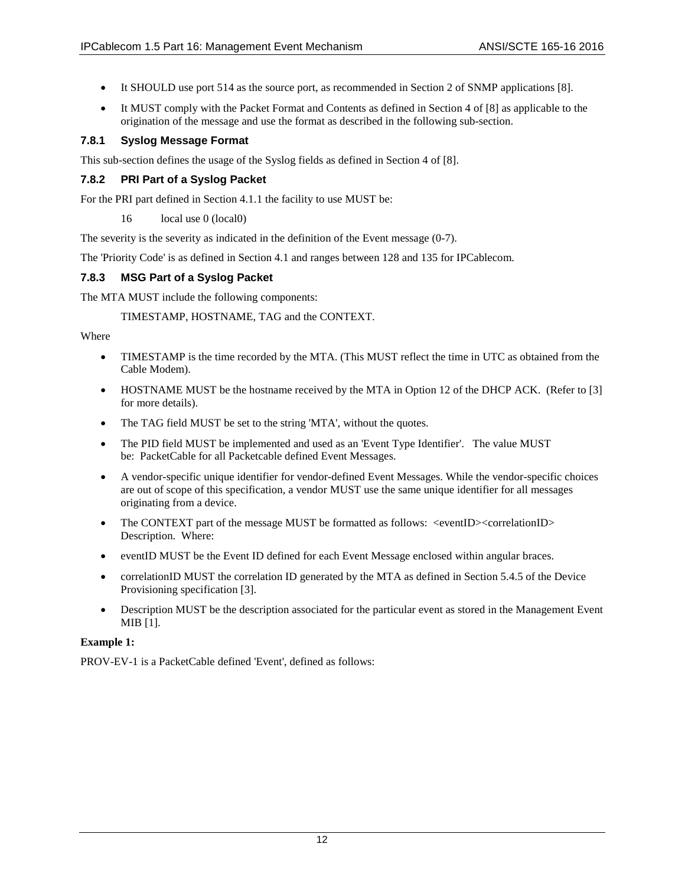- It SHOULD use port 514 as the source port, as recommended in Section 2 of SNMP applications [8].
- It MUST comply with the Packet Format and Contents as defined in Section 4 of [8] as applicable to the origination of the message and use the format as described in the following sub-section.

### 7.8.1 Syslog Message Format

This sub-section defines the usage of the Syslog fields as defined in Section 4 of [8].

### 7.8.2 PRI Part of a Syslog Packet

For the PRI part defined in Section 4.1.1 the facility to use MUST be:

16 local use 0 (local0)

The severity is the severity as indicated in the definition of the Event message (0-7).

The 'Priority Code' is as defined in Section 4.1 and ranges between 128 and 135 for IPCablecom.

### 7.8.3 MSG Part of a Syslog Packet

The MTA MUST include the following components:

TIMESTAMP, HOSTNAME, TAG and the CONTEXT.

Where

- TIMESTAMP is the time recorded by the MTA. (This MUST reflect the time in UTC as obtained from the Cable Modem).
- HOSTNAME MUST be the hostname received by the MTA in Option 12 of the DHCP ACK. (Refer to [3] for more details).
- The TAG field MUST be set to the string 'MTA', without the quotes.
- The PID field MUST be implemented and used as an 'Event Type Identifier'. The value MUST be: PacketCable for all Packetcable defined Event Messages.
- A vendor-specific unique identifier for vendor-defined Event Messages. While the vendor-specific choices are out of scope of this specification, a vendor MUST use the same unique identifier for all messages originating from a device.
- The CONTEXT part of the message MUST be formatted as follows: <eventID><correlationID> Description. Where:
- eventID MUST be the Event ID defined for each Event Message enclosed within angular braces.
- correlationID MUST the correlation ID generated by the MTA as defined in Section 5.4.5 of the Device Provisioning specification [3].
- Description MUST be the description associated for the particular event as stored in the Management Event MIB [1].

**Example 1:**

PROV-EV-1 is a PacketCable defined 'Event', defined as follows: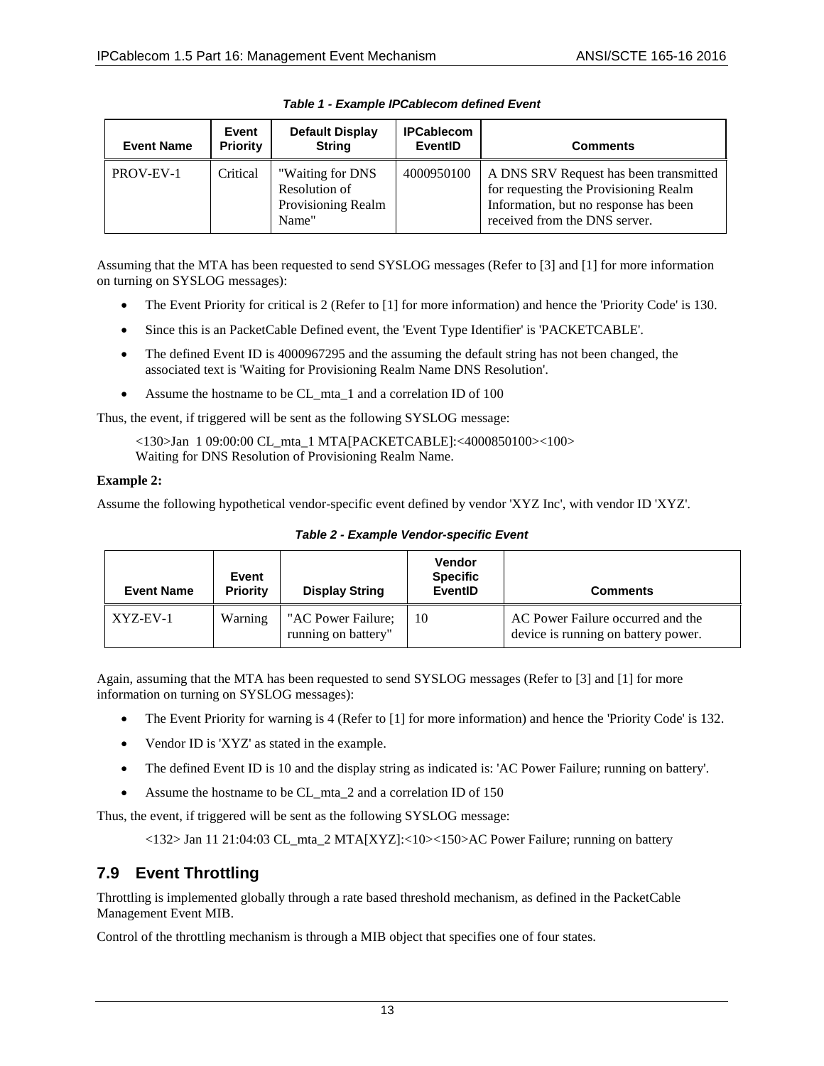*Table 1 - Example IPCablecom defined Event*

| Event Name | Event Priority | Default Display String | IPCablecom EventID | Comments |
|---|---|---|---|---|
| PROV-EV-1 | Critical | "Waiting for DNS Resolution of Provisioning Realm Name" | 4000950100 | A DNS SRV Request has been transmitted for requesting the Provisioning Realm Information, but no response has been received from the DNS server. |

Assuming that the MTA has been requested to send SYSLOG messages (Refer to [3] and [1] for more information on turning on SYSLOG messages):

- The Event Priority for critical is 2 (Refer to [1] for more information) and hence the 'Priority Code' is 130.
- Since this is an PacketCable Defined event, the 'Event Type Identifier' is 'PACKETCABLE'.
- The defined Event ID is 4000967295 and the assuming the default string has not been changed, the associated text is 'Waiting for Provisioning Realm Name DNS Resolution'.
- Assume the hostname to be CL_mta_1 and a correlation ID of 100

Thus, the event, if triggered will be sent as the following SYSLOG message:

<130>Jan 1 09:00:00 CL_mta_1 MTA[PACKETCABLE]:<4000850100><100>
Waiting for DNS Resolution of Provisioning Realm Name.

**Example 2:**

Assume the following hypothetical vendor-specific event defined by vendor 'XYZ Inc', with vendor ID 'XYZ'.

*Table 2 - Example Vendor-specific Event*

| Event Name | Event Priority | Display String | Vendor Specific EventID | Comments |
|---|---|---|---|---|
| XYZ-EV-1 | Warning | "AC Power Failure; running on battery" | 10 | AC Power Failure occurred and the device is running on battery power. |

Again, assuming that the MTA has been requested to send SYSLOG messages (Refer to [3] and [1] for more information on turning on SYSLOG messages):

- The Event Priority for warning is 4 (Refer to [1] for more information) and hence the 'Priority Code' is 132.
- Vendor ID is 'XYZ' as stated in the example.
- The defined Event ID is 10 and the display string as indicated is: 'AC Power Failure; running on battery'.
- Assume the hostname to be CL_mta_2 and a correlation ID of 150

Thus, the event, if triggered will be sent as the following SYSLOG message:

<132> Jan 11 21:04:03 CL_mta_2 MTA[XYZ]:<10><150>AC Power Failure; running on battery

## 7.9 Event Throttling

Throttling is implemented globally through a rate based threshold mechanism, as defined in the PacketCable Management Event MIB.

Control of the throttling mechanism is through a MIB object that specifies one of four states.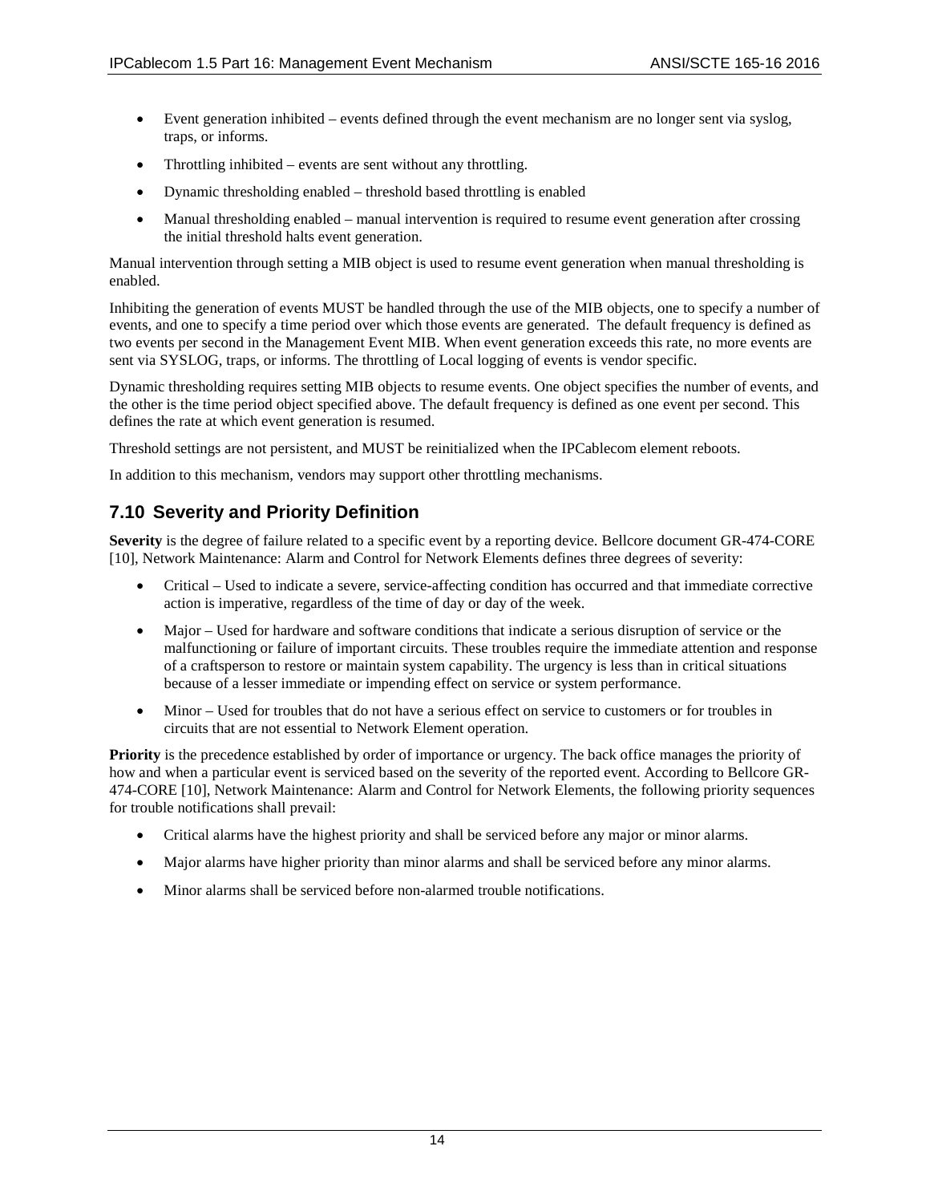- Event generation inhibited – events defined through the event mechanism are no longer sent via syslog, traps, or informs.
- Throttling inhibited – events are sent without any throttling.
- Dynamic thresholding enabled – threshold based throttling is enabled
- Manual thresholding enabled – manual intervention is required to resume event generation after crossing the initial threshold halts event generation.

Manual intervention through setting a MIB object is used to resume event generation when manual thresholding is enabled.

Inhibiting the generation of events MUST be handled through the use of the MIB objects, one to specify a number of events, and one to specify a time period over which those events are generated. The default frequency is defined as two events per second in the Management Event MIB. When event generation exceeds this rate, no more events are sent via SYSLOG, traps, or informs. The throttling of Local logging of events is vendor specific.

Dynamic thresholding requires setting MIB objects to resume events. One object specifies the number of events, and the other is the time period object specified above. The default frequency is defined as one event per second. This defines the rate at which event generation is resumed.

Threshold settings are not persistent, and MUST be reinitialized when the IPCablecom element reboots.

In addition to this mechanism, vendors may support other throttling mechanisms.

## 7.10 Severity and Priority Definition

**Severity** is the degree of failure related to a specific event by a reporting device. Bellcore document GR-474-CORE [10], Network Maintenance: Alarm and Control for Network Elements defines three degrees of severity:

- Critical – Used to indicate a severe, service-affecting condition has occurred and that immediate corrective action is imperative, regardless of the time of day or day of the week.
- Major – Used for hardware and software conditions that indicate a serious disruption of service or the malfunctioning or failure of important circuits. These troubles require the immediate attention and response of a craftsperson to restore or maintain system capability. The urgency is less than in critical situations because of a lesser immediate or impending effect on service or system performance.
- Minor – Used for troubles that do not have a serious effect on service to customers or for troubles in circuits that are not essential to Network Element operation.

**Priority** is the precedence established by order of importance or urgency. The back office manages the priority of how and when a particular event is serviced based on the severity of the reported event. According to Bellcore GR-474-CORE [10], Network Maintenance: Alarm and Control for Network Elements, the following priority sequences for trouble notifications shall prevail:

- Critical alarms have the highest priority and shall be serviced before any major or minor alarms.
- Major alarms have higher priority than minor alarms and shall be serviced before any minor alarms.
- Minor alarms shall be serviced before non-alarmed trouble notifications.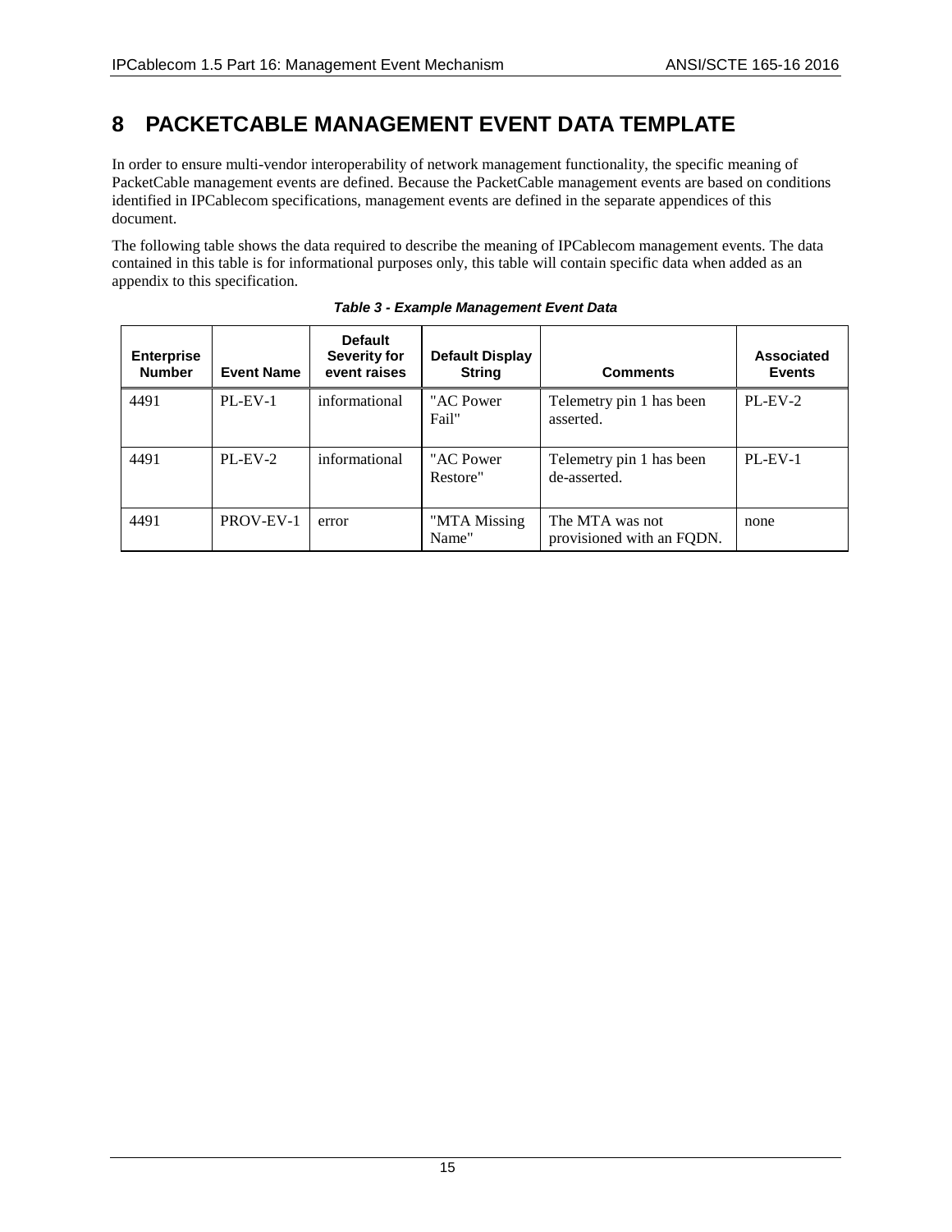# 8 PACKETCABLE MANAGEMENT EVENT DATA TEMPLATE

In order to ensure multi-vendor interoperability of network management functionality, the specific meaning of PacketCable management events are defined. Because the PacketCable management events are based on conditions identified in IPCablecom specifications, management events are defined in the separate appendices of this document.

The following table shows the data required to describe the meaning of IPCablecom management events. The data contained in this table is for informational purposes only, this table will contain specific data when added as an appendix to this specification.

***Table 3 - Example Management Event Data***

| Enterprise Number | Event Name | Default Severity for event raises | Default Display String | Comments | Associated Events |
|---|---|---|---|---|---|
| 4491 | PL-EV-1 | informational | "AC Power Fail" | Telemetry pin 1 has been asserted. | PL-EV-2 |
| 4491 | PL-EV-2 | informational | "AC Power Restore" | Telemetry pin 1 has been de-asserted. | PL-EV-1 |
| 4491 | PROV-EV-1 | error | "MTA Missing Name" | The MTA was not provisioned with an FQDN. | none |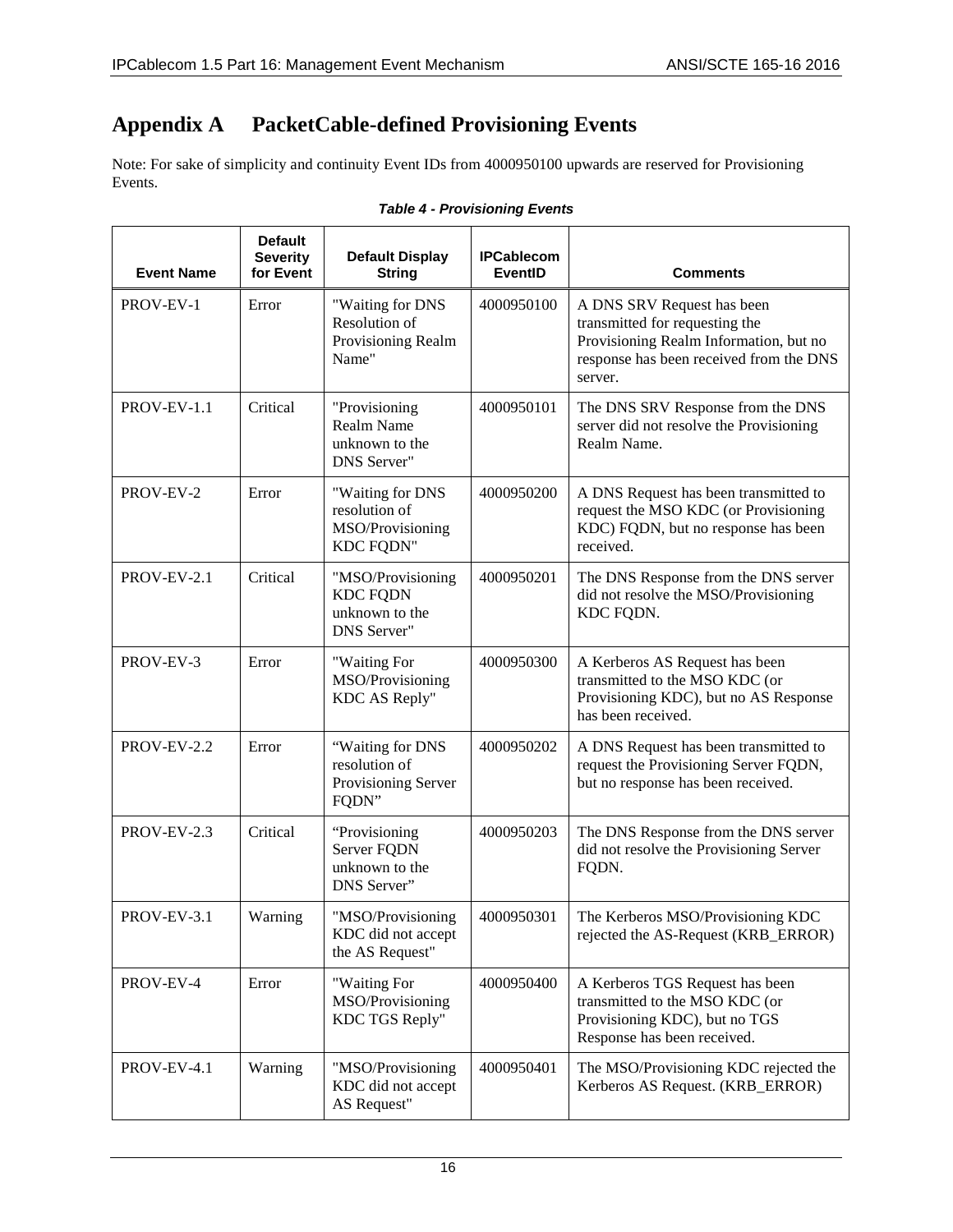# Appendix A PacketCable-defined Provisioning Events

Note: For sake of simplicity and continuity Event IDs from 4000950100 upwards are reserved for Provisioning Events.

***Table 4 - Provisioning Events***

| Event Name | Default Severity for Event | Default Display String | IPCablecom EventID | Comments |
|---|---|---|---|---|
| PROV-EV-1 | Error | "Waiting for DNS Resolution of Provisioning Realm Name" | 4000950100 | A DNS SRV Request has been transmitted for requesting the Provisioning Realm Information, but no response has been received from the DNS server. |
| PROV-EV-1.1 | Critical | "Provisioning Realm Name unknown to the DNS Server" | 4000950101 | The DNS SRV Response from the DNS server did not resolve the Provisioning Realm Name. |
| PROV-EV-2 | Error | "Waiting for DNS resolution of MSO/Provisioning KDC FQDN" | 4000950200 | A DNS Request has been transmitted to request the MSO KDC (or Provisioning KDC) FQDN, but no response has been received. |
| PROV-EV-2.1 | Critical | "MSO/Provisioning KDC FQDN unknown to the DNS Server" | 4000950201 | The DNS Response from the DNS server did not resolve the MSO/Provisioning KDC FQDN. |
| PROV-EV-3 | Error | "Waiting For MSO/Provisioning KDC AS Reply" | 4000950300 | A Kerberos AS Request has been transmitted to the MSO KDC (or Provisioning KDC), but no AS Response has been received. |
| PROV-EV-2.2 | Error | "Waiting for DNS resolution of Provisioning Server FQDN" | 4000950202 | A DNS Request has been transmitted to request the Provisioning Server FQDN, but no response has been received. |
| PROV-EV-2.3 | Critical | "Provisioning Server FQDN unknown to the DNS Server" | 4000950203 | The DNS Response from the DNS server did not resolve the Provisioning Server FQDN. |
| PROV-EV-3.1 | Warning | "MSO/Provisioning KDC did not accept the AS Request" | 4000950301 | The Kerberos MSO/Provisioning KDC rejected the AS-Request (KRB_ERROR) |
| PROV-EV-4 | Error | "Waiting For MSO/Provisioning KDC TGS Reply" | 4000950400 | A Kerberos TGS Request has been transmitted to the MSO KDC (or Provisioning KDC), but no TGS Response has been received. |
| PROV-EV-4.1 | Warning | "MSO/Provisioning KDC did not accept AS Request" | 4000950401 | The MSO/Provisioning KDC rejected the Kerberos AS Request. (KRB_ERROR) |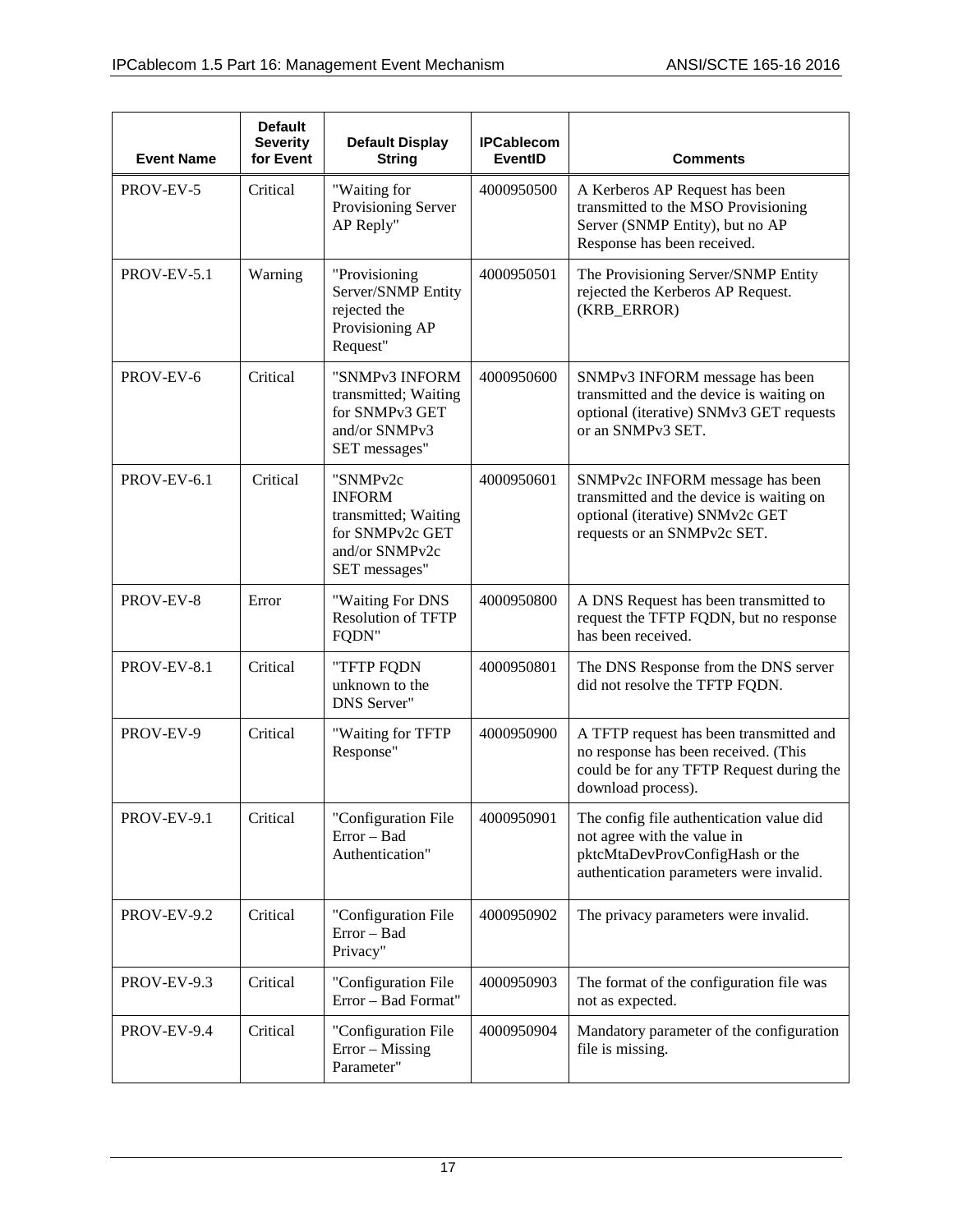| Event Name | Default Severity for Event | Default Display String | IPCablecom EventID | Comments |
|---|---|---|---|---|
| PROV-EV-5 | Critical | "Waiting for Provisioning Server AP Reply" | 4000950500 | A Kerberos AP Request has been transmitted to the MSO Provisioning Server (SNMP Entity), but no AP Response has been received. |
| PROV-EV-5.1 | Warning | "Provisioning Server/SNMP Entity rejected the Provisioning AP Request" | 4000950501 | The Provisioning Server/SNMP Entity rejected the Kerberos AP Request. (KRB_ERROR) |
| PROV-EV-6 | Critical | "SNMPv3 INFORM transmitted; Waiting for SNMPv3 GET and/or SNMPv3 SET messages" | 4000950600 | SNMPv3 INFORM message has been transmitted and the device is waiting on optional (iterative) SNMv3 GET requests or an SNMPv3 SET. |
| PROV-EV-6.1 | Critical | "SNMPv2c INFORM transmitted; Waiting for SNMPv2c GET and/or SNMPv2c SET messages" | 4000950601 | SNMPv2c INFORM message has been transmitted and the device is waiting on optional (iterative) SNMv2c GET requests or an SNMPv2c SET. |
| PROV-EV-8 | Error | "Waiting For DNS Resolution of TFTP FQDN" | 4000950800 | A DNS Request has been transmitted to request the TFTP FQDN, but no response has been received. |
| PROV-EV-8.1 | Critical | "TFTP FQDN unknown to the DNS Server" | 4000950801 | The DNS Response from the DNS server did not resolve the TFTP FQDN. |
| PROV-EV-9 | Critical | "Waiting for TFTP Response" | 4000950900 | A TFTP request has been transmitted and no response has been received. (This could be for any TFTP Request during the download process). |
| PROV-EV-9.1 | Critical | "Configuration File Error – Bad Authentication" | 4000950901 | The config file authentication value did not agree with the value in pktcMtaDevProvConfigHash or the authentication parameters were invalid. |
| PROV-EV-9.2 | Critical | "Configuration File Error – Bad Privacy" | 4000950902 | The privacy parameters were invalid. |
| PROV-EV-9.3 | Critical | "Configuration File Error – Bad Format" | 4000950903 | The format of the configuration file was not as expected. |
| PROV-EV-9.4 | Critical | "Configuration File Error – Missing Parameter" | 4000950904 | Mandatory parameter of the configuration file is missing. |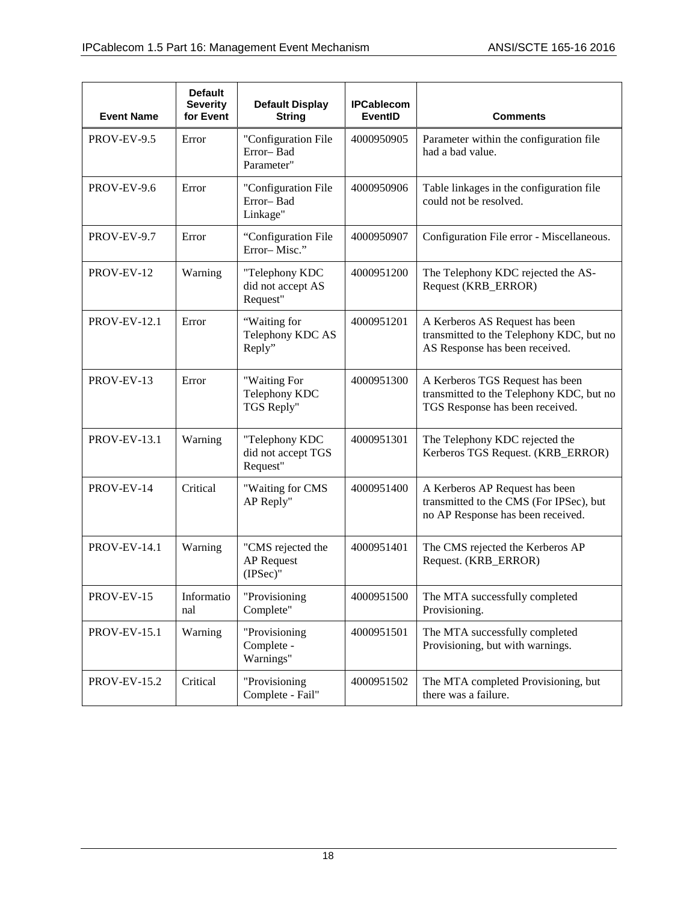| Event Name | Default Severity for Event | Default Display String | IPCablecom EventID | Comments |
|---|---|---|---|---|
| PROV-EV-9.5 | Error | "Configuration File Error– Bad Parameter" | 4000950905 | Parameter within the configuration file had a bad value. |
| PROV-EV-9.6 | Error | "Configuration File Error– Bad Linkage" | 4000950906 | Table linkages in the configuration file could not be resolved. |
| PROV-EV-9.7 | Error | "Configuration File Error– Misc." | 4000950907 | Configuration File error - Miscellaneous. |
| PROV-EV-12 | Warning | "Telephony KDC did not accept AS Request" | 4000951200 | The Telephony KDC rejected the AS-Request (KRB_ERROR) |
| PROV-EV-12.1 | Error | "Waiting for Telephony KDC AS Reply" | 4000951201 | A Kerberos AS Request has been transmitted to the Telephony KDC, but no AS Response has been received. |
| PROV-EV-13 | Error | "Waiting For Telephony KDC TGS Reply" | 4000951300 | A Kerberos TGS Request has been transmitted to the Telephony KDC, but no TGS Response has been received. |
| PROV-EV-13.1 | Warning | "Telephony KDC did not accept TGS Request" | 4000951301 | The Telephony KDC rejected the Kerberos TGS Request. (KRB_ERROR) |
| PROV-EV-14 | Critical | "Waiting for CMS AP Reply" | 4000951400 | A Kerberos AP Request has been transmitted to the CMS (For IPSec), but no AP Response has been received. |
| PROV-EV-14.1 | Warning | "CMS rejected the AP Request (IPSec)" | 4000951401 | The CMS rejected the Kerberos AP Request. (KRB_ERROR) |
| PROV-EV-15 | Informational | "Provisioning Complete" | 4000951500 | The MTA successfully completed Provisioning. |
| PROV-EV-15.1 | Warning | "Provisioning Complete - Warnings" | 4000951501 | The MTA successfully completed Provisioning, but with warnings. |
| PROV-EV-15.2 | Critical | "Provisioning Complete - Fail" | 4000951502 | The MTA completed Provisioning, but there was a failure. |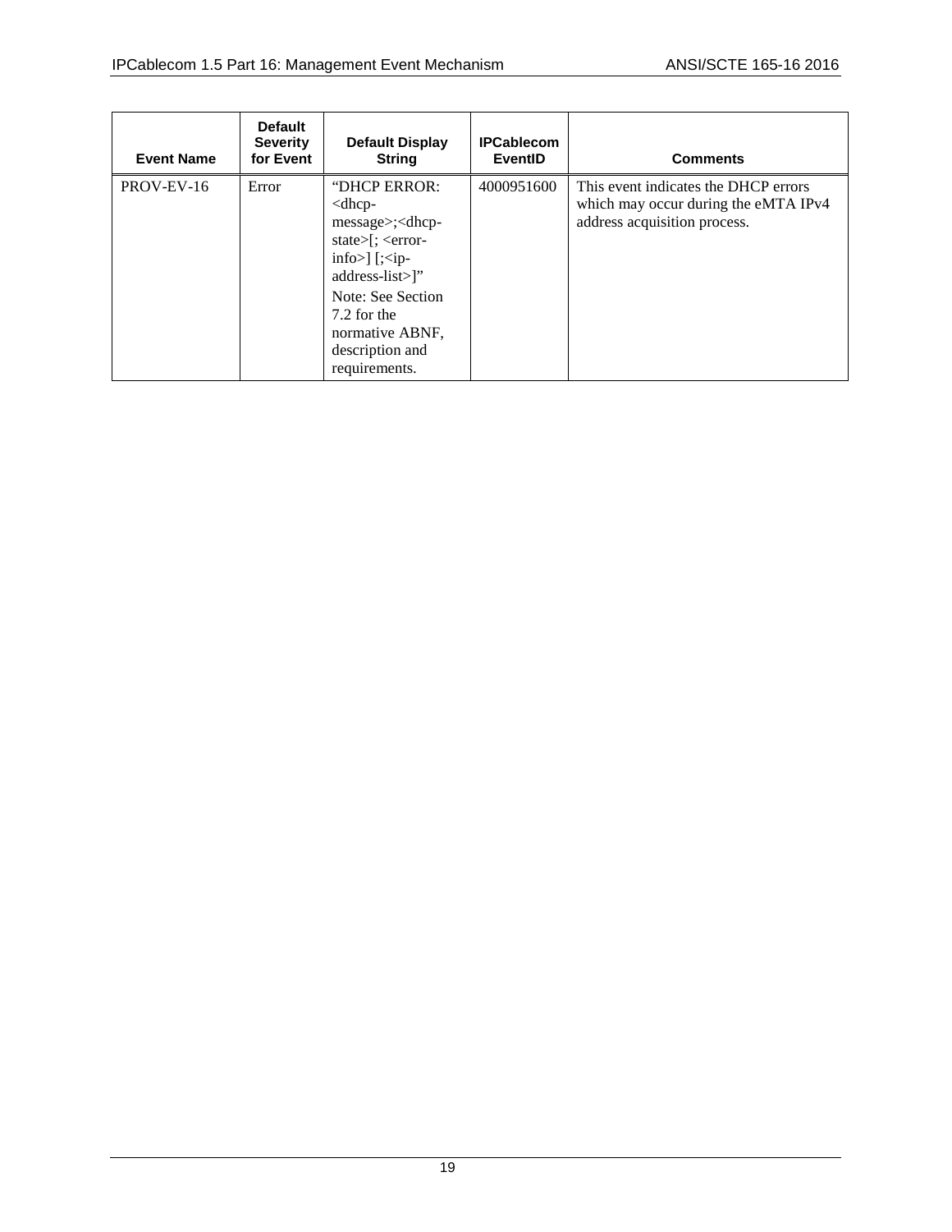| Event Name | Default Severity for Event | Default Display String | IPCablecom EventID | Comments |
| --- | --- | --- | --- | --- |
| PROV-EV-16 | Error | "DHCP ERROR: <dhcp-message>;<dhcp-state>[; <error-info>] [;<ip-address-list>]" Note: See Section 7.2 for the normative ABNF, description and requirements. | 4000951600 | This event indicates the DHCP errors which may occur during the eMTA IPv4 address acquisition process. |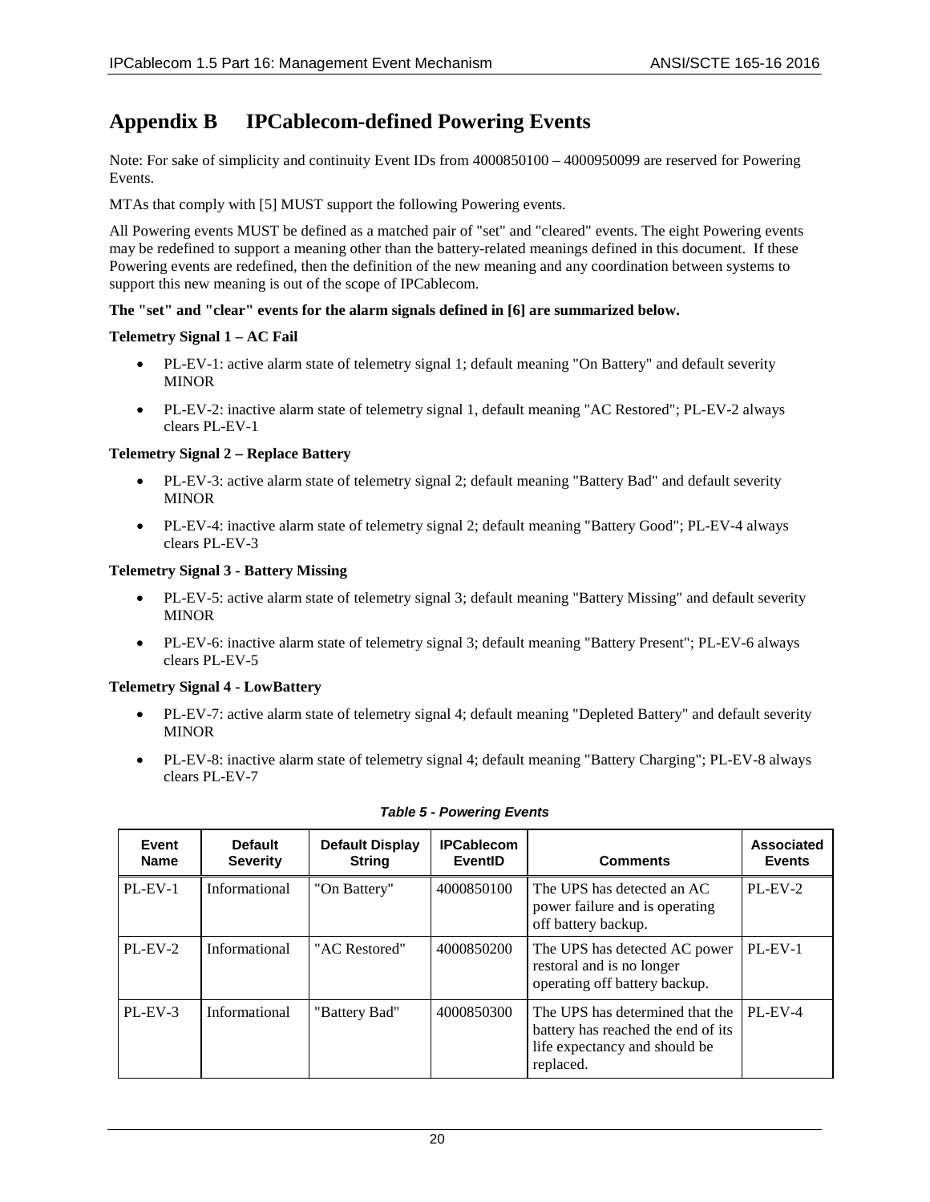# Appendix B IPCablecom-defined Powering Events

Note: For sake of simplicity and continuity Event IDs from 4000850100 – 4000950099 are reserved for Powering Events.

MTAs that comply with [5] MUST support the following Powering events.

All Powering events MUST be defined as a matched pair of "set" and "cleared" events. The eight Powering events may be redefined to support a meaning other than the battery-related meanings defined in this document. If these Powering events are redefined, then the definition of the new meaning and any coordination between systems to support this new meaning is out of the scope of IPCablecom.

**The "set" and "clear" events for the alarm signals defined in [6] are summarized below.**

**Telemetry Signal 1 – AC Fail**

- PL-EV-1: active alarm state of telemetry signal 1; default meaning "On Battery" and default severity MINOR
- PL-EV-2: inactive alarm state of telemetry signal 1, default meaning "AC Restored"; PL-EV-2 always clears PL-EV-1

**Telemetry Signal 2 – Replace Battery**

- PL-EV-3: active alarm state of telemetry signal 2; default meaning "Battery Bad" and default severity MINOR
- PL-EV-4: inactive alarm state of telemetry signal 2; default meaning "Battery Good"; PL-EV-4 always clears PL-EV-3

**Telemetry Signal 3 - Battery Missing**

- PL-EV-5: active alarm state of telemetry signal 3; default meaning "Battery Missing" and default severity MINOR
- PL-EV-6: inactive alarm state of telemetry signal 3; default meaning "Battery Present"; PL-EV-6 always clears PL-EV-5

**Telemetry Signal 4 - LowBattery**

- PL-EV-7: active alarm state of telemetry signal 4; default meaning "Depleted Battery" and default severity MINOR
- PL-EV-8: inactive alarm state of telemetry signal 4; default meaning "Battery Charging"; PL-EV-8 always clears PL-EV-7

***Table 5 - Powering Events***

| Event Name | Default Severity | Default Display String | IPCablecom EventID | Comments | Associated Events |
|---|---|---|---|---|---|
| PL-EV-1 | Informational | "On Battery" | 4000850100 | The UPS has detected an AC power failure and is operating off battery backup. | PL-EV-2 |
| PL-EV-2 | Informational | "AC Restored" | 4000850200 | The UPS has detected AC power restoral and is no longer operating off battery backup. | PL-EV-1 |
| PL-EV-3 | Informational | "Battery Bad" | 4000850300 | The UPS has determined that the battery has reached the end of its life expectancy and should be replaced. | PL-EV-4 |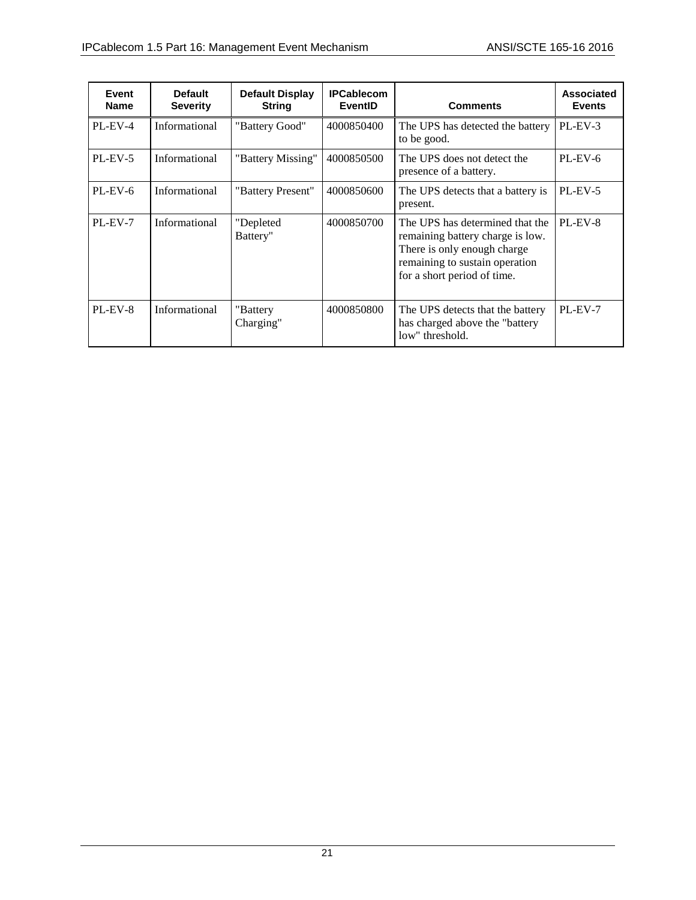| Event Name | Default Severity | Default Display String | IPCablecom EventID | Comments | Associated Events |
|---|---|---|---|---|---|
| PL-EV-4 | Informational | "Battery Good" | 4000850400 | The UPS has detected the battery to be good. | PL-EV-3 |
| PL-EV-5 | Informational | "Battery Missing" | 4000850500 | The UPS does not detect the presence of a battery. | PL-EV-6 |
| PL-EV-6 | Informational | "Battery Present" | 4000850600 | The UPS detects that a battery is present. | PL-EV-5 |
| PL-EV-7 | Informational | "Depleted Battery" | 4000850700 | The UPS has determined that the remaining battery charge is low. There is only enough charge remaining to sustain operation for a short period of time. | PL-EV-8 |
| PL-EV-8 | Informational | "Battery Charging" | 4000850800 | The UPS detects that the battery has charged above the "battery low" threshold. | PL-EV-7 |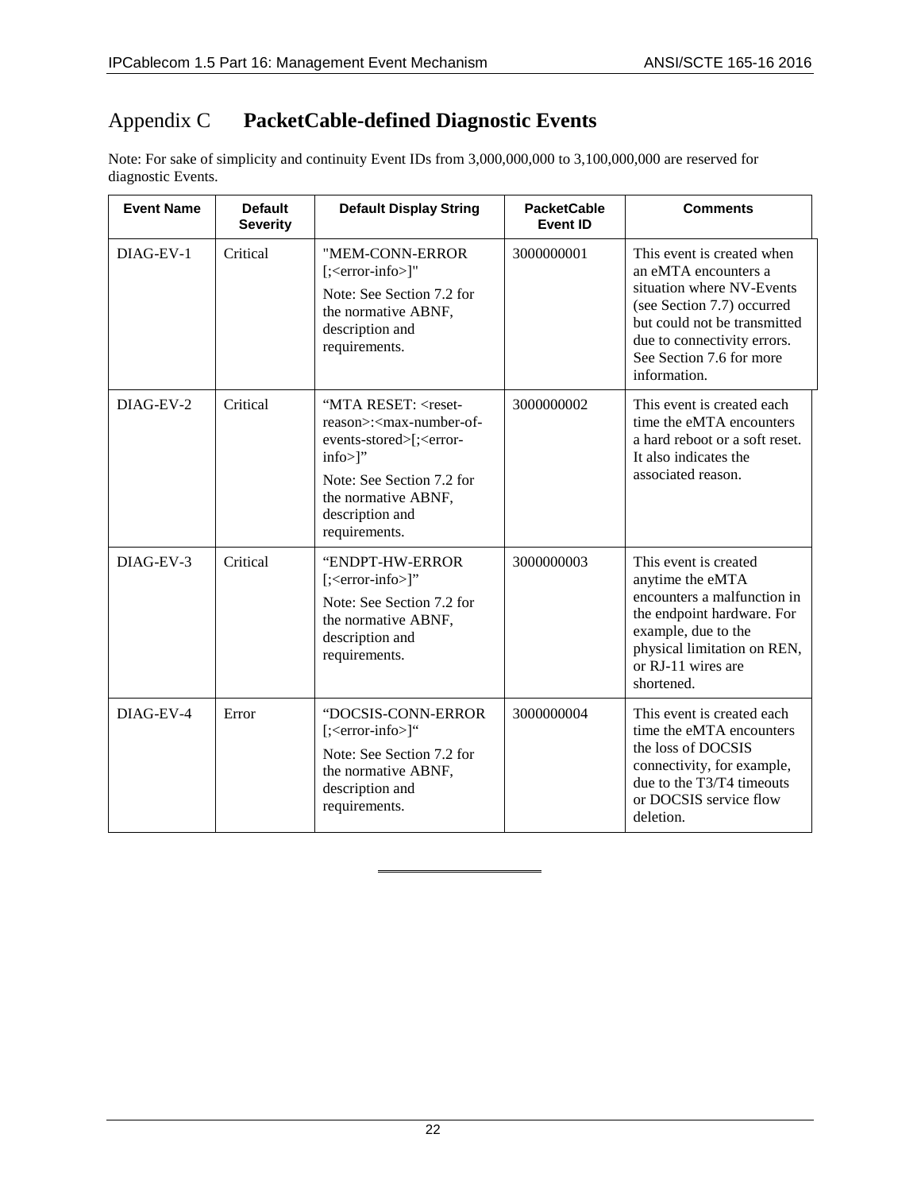# Appendix C PacketCable-defined Diagnostic Events

Note: For sake of simplicity and continuity Event IDs from 3,000,000,000 to 3,100,000,000 are reserved for diagnostic Events.

| Event Name | Default Severity | Default Display String | PacketCable Event ID | Comments |
|---|---|---|---|---|
| DIAG-EV-1 | Critical | "MEM-CONN-ERROR [;<error-info>]"<br><br>Note: See Section 7.2 for the normative ABNF, description and requirements. | 3000000001 | This event is created when an eMTA encounters a situation where NV-Events (see Section 7.7) occurred but could not be transmitted due to connectivity errors. See Section 7.6 for more information. |
| DIAG-EV-2 | Critical | "MTA RESET: <reset-reason>:<max-number-of-events-stored>[;<error-info>]"<br><br>Note: See Section 7.2 for the normative ABNF, description and requirements. | 3000000002 | This event is created each time the eMTA encounters a hard reboot or a soft reset. It also indicates the associated reason. |
| DIAG-EV-3 | Critical | "ENDPT-HW-ERROR [;<error-info>]"<br><br>Note: See Section 7.2 for the normative ABNF, description and requirements. | 3000000003 | This event is created anytime the eMTA encounters a malfunction in the endpoint hardware. For example, due to the physical limitation on REN, or RJ-11 wires are shortened. |
| DIAG-EV-4 | Error | "DOCSIS-CONN-ERROR [;<error-info>]"<br><br>Note: See Section 7.2 for the normative ABNF, description and requirements. | 3000000004 | This event is created each time the eMTA encounters the loss of DOCSIS connectivity, for example, due to the T3/T4 timeouts or DOCSIS service flow deletion. |